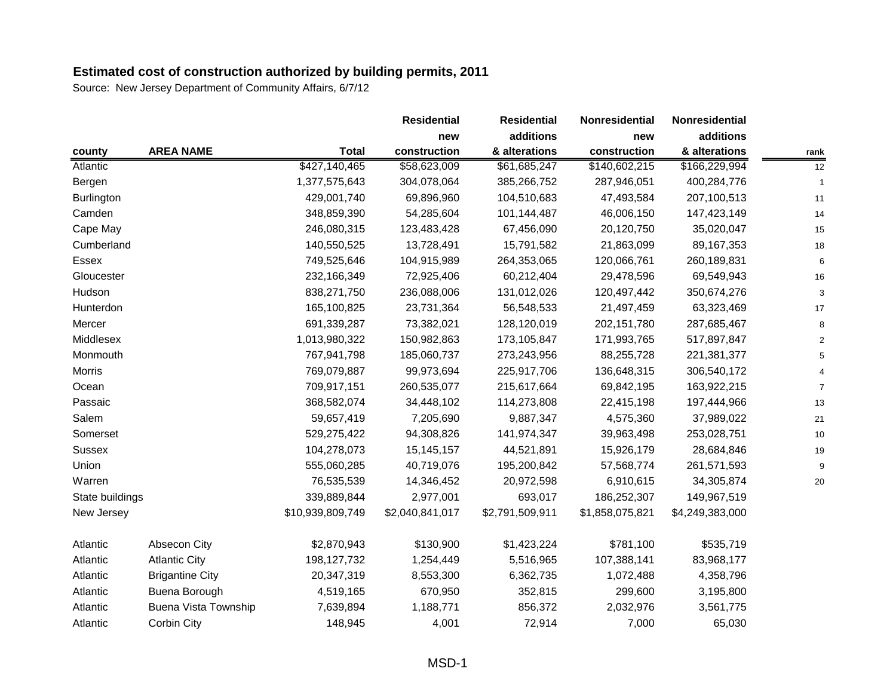**Estimated cost of construction authorized by building permits, 2011**

Source: New Jersey Department of Community Affairs, 6/7/12

| county | AREA NAME | Total | Residential new construction | Residential additions & alterations | Nonresidential new construction | Nonresidential additions & alterations | rank |
|---|---|---|---|---|---|---|---|
| Atlantic | | $427,140,465 | $58,623,009 | $61,685,247 | $140,602,215 | $166,229,994 | 12 |
| Bergen | | 1,377,575,643 | 304,078,064 | 385,266,752 | 287,946,051 | 400,284,776 | 1 |
| Burlington | | 429,001,740 | 69,896,960 | 104,510,683 | 47,493,584 | 207,100,513 | 11 |
| Camden | | 348,859,390 | 54,285,604 | 101,144,487 | 46,006,150 | 147,423,149 | 14 |
| Cape May | | 246,080,315 | 123,483,428 | 67,456,090 | 20,120,750 | 35,020,047 | 15 |
| Cumberland | | 140,550,525 | 13,728,491 | 15,791,582 | 21,863,099 | 89,167,353 | 18 |
| Essex | | 749,525,646 | 104,915,989 | 264,353,065 | 120,066,761 | 260,189,831 | 6 |
| Gloucester | | 232,166,349 | 72,925,406 | 60,212,404 | 29,478,596 | 69,549,943 | 16 |
| Hudson | | 838,271,750 | 236,088,006 | 131,012,026 | 120,497,442 | 350,674,276 | 3 |
| Hunterdon | | 165,100,825 | 23,731,364 | 56,548,533 | 21,497,459 | 63,323,469 | 17 |
| Mercer | | 691,339,287 | 73,382,021 | 128,120,019 | 202,151,780 | 287,685,467 | 8 |
| Middlesex | | 1,013,980,322 | 150,982,863 | 173,105,847 | 171,993,765 | 517,897,847 | 2 |
| Monmouth | | 767,941,798 | 185,060,737 | 273,243,956 | 88,255,728 | 221,381,377 | 5 |
| Morris | | 769,079,887 | 99,973,694 | 225,917,706 | 136,648,315 | 306,540,172 | 4 |
| Ocean | | 709,917,151 | 260,535,077 | 215,617,664 | 69,842,195 | 163,922,215 | 7 |
| Passaic | | 368,582,074 | 34,448,102 | 114,273,808 | 22,415,198 | 197,444,966 | 13 |
| Salem | | 59,657,419 | 7,205,690 | 9,887,347 | 4,575,360 | 37,989,022 | 21 |
| Somerset | | 529,275,422 | 94,308,826 | 141,974,347 | 39,963,498 | 253,028,751 | 10 |
| Sussex | | 104,278,073 | 15,145,157 | 44,521,891 | 15,926,179 | 28,684,846 | 19 |
| Union | | 555,060,285 | 40,719,076 | 195,200,842 | 57,568,774 | 261,571,593 | 9 |
| Warren | | 76,535,539 | 14,346,452 | 20,972,598 | 6,910,615 | 34,305,874 | 20 |
| State buildings | | 339,889,844 | 2,977,001 | 693,017 | 186,252,307 | 149,967,519 | |
| New Jersey | | $10,939,809,749 | $2,040,841,017 | $2,791,509,911 | $1,858,075,821 | $4,249,383,000 | |
| | | | | | | | |
| Atlantic | Absecon City | $2,870,943 | $130,900 | $1,423,224 | $781,100 | $535,719 | |
| Atlantic | Atlantic City | 198,127,732 | 1,254,449 | 5,516,965 | 107,388,141 | 83,968,177 | |
| Atlantic | Brigantine City | 20,347,319 | 8,553,300 | 6,362,735 | 1,072,488 | 4,358,796 | |
| Atlantic | Buena Borough | 4,519,165 | 670,950 | 352,815 | 299,600 | 3,195,800 | |
| Atlantic | Buena Vista Township | 7,639,894 | 1,188,771 | 856,372 | 2,032,976 | 3,561,775 | |
| Atlantic | Corbin City | 148,945 | 4,001 | 72,914 | 7,000 | 65,030 | |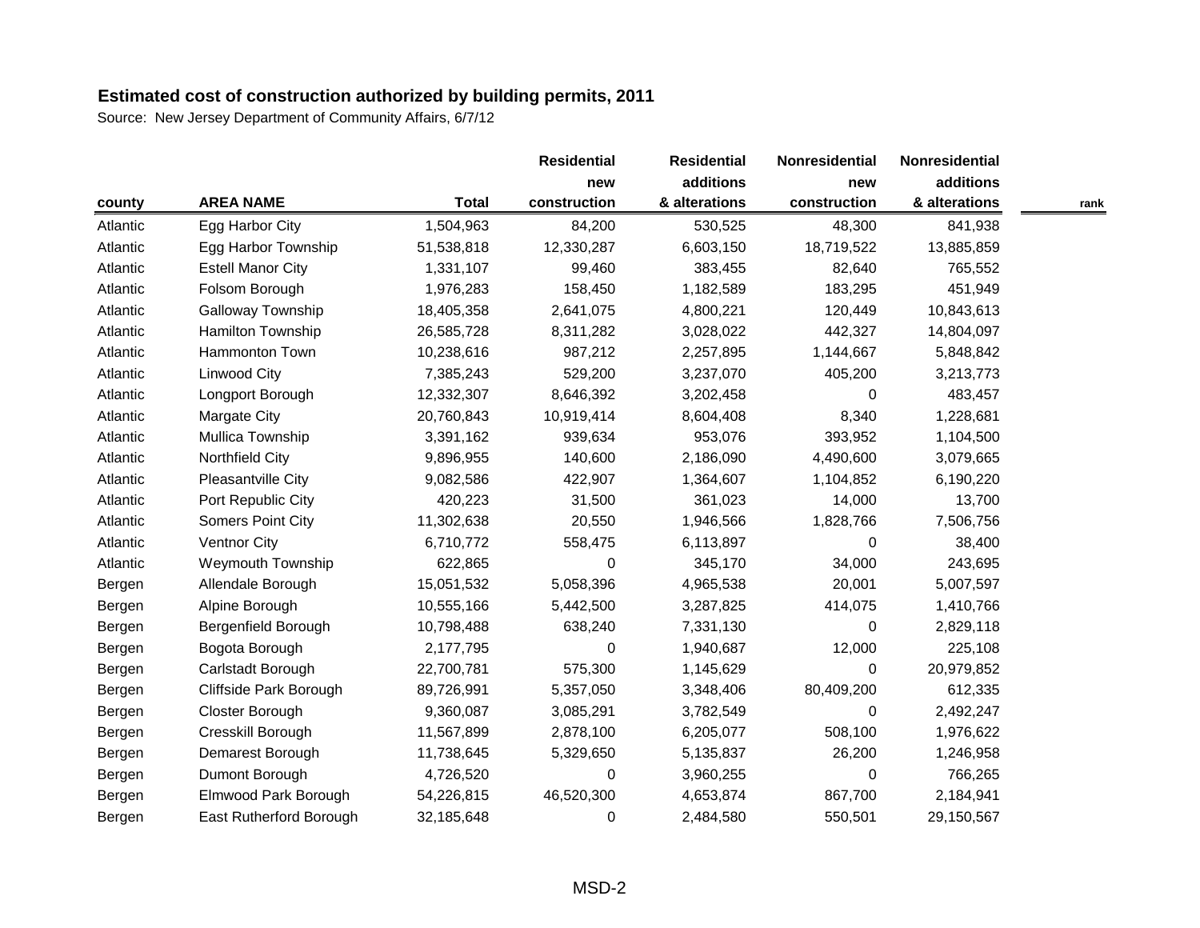**Estimated cost of construction authorized by building permits, 2011**

Source: New Jersey Department of Community Affairs, 6/7/12

| county | AREA NAME | Total | Residential new construction | Residential additions & alterations | Nonresidential new construction | Nonresidential additions & alterations | rank |
|---|---|---|---|---|---|---|---|
| Atlantic | Egg Harbor City | 1,504,963 | 84,200 | 530,525 | 48,300 | 841,938 | |
| Atlantic | Egg Harbor Township | 51,538,818 | 12,330,287 | 6,603,150 | 18,719,522 | 13,885,859 | |
| Atlantic | Estell Manor City | 1,331,107 | 99,460 | 383,455 | 82,640 | 765,552 | |
| Atlantic | Folsom Borough | 1,976,283 | 158,450 | 1,182,589 | 183,295 | 451,949 | |
| Atlantic | Galloway Township | 18,405,358 | 2,641,075 | 4,800,221 | 120,449 | 10,843,613 | |
| Atlantic | Hamilton Township | 26,585,728 | 8,311,282 | 3,028,022 | 442,327 | 14,804,097 | |
| Atlantic | Hammonton Town | 10,238,616 | 987,212 | 2,257,895 | 1,144,667 | 5,848,842 | |
| Atlantic | Linwood City | 7,385,243 | 529,200 | 3,237,070 | 405,200 | 3,213,773 | |
| Atlantic | Longport Borough | 12,332,307 | 8,646,392 | 3,202,458 | 0 | 483,457 | |
| Atlantic | Margate City | 20,760,843 | 10,919,414 | 8,604,408 | 8,340 | 1,228,681 | |
| Atlantic | Mullica Township | 3,391,162 | 939,634 | 953,076 | 393,952 | 1,104,500 | |
| Atlantic | Northfield City | 9,896,955 | 140,600 | 2,186,090 | 4,490,600 | 3,079,665 | |
| Atlantic | Pleasantville City | 9,082,586 | 422,907 | 1,364,607 | 1,104,852 | 6,190,220 | |
| Atlantic | Port Republic City | 420,223 | 31,500 | 361,023 | 14,000 | 13,700 | |
| Atlantic | Somers Point City | 11,302,638 | 20,550 | 1,946,566 | 1,828,766 | 7,506,756 | |
| Atlantic | Ventnor City | 6,710,772 | 558,475 | 6,113,897 | 0 | 38,400 | |
| Atlantic | Weymouth Township | 622,865 | 0 | 345,170 | 34,000 | 243,695 | |
| Bergen | Allendale Borough | 15,051,532 | 5,058,396 | 4,965,538 | 20,001 | 5,007,597 | |
| Bergen | Alpine Borough | 10,555,166 | 5,442,500 | 3,287,825 | 414,075 | 1,410,766 | |
| Bergen | Bergenfield Borough | 10,798,488 | 638,240 | 7,331,130 | 0 | 2,829,118 | |
| Bergen | Bogota Borough | 2,177,795 | 0 | 1,940,687 | 12,000 | 225,108 | |
| Bergen | Carlstadt Borough | 22,700,781 | 575,300 | 1,145,629 | 0 | 20,979,852 | |
| Bergen | Cliffside Park Borough | 89,726,991 | 5,357,050 | 3,348,406 | 80,409,200 | 612,335 | |
| Bergen | Closter Borough | 9,360,087 | 3,085,291 | 3,782,549 | 0 | 2,492,247 | |
| Bergen | Cresskill Borough | 11,567,899 | 2,878,100 | 6,205,077 | 508,100 | 1,976,622 | |
| Bergen | Demarest Borough | 11,738,645 | 5,329,650 | 5,135,837 | 26,200 | 1,246,958 | |
| Bergen | Dumont Borough | 4,726,520 | 0 | 3,960,255 | 0 | 766,265 | |
| Bergen | Elmwood Park Borough | 54,226,815 | 46,520,300 | 4,653,874 | 867,700 | 2,184,941 | |
| Bergen | East Rutherford Borough | 32,185,648 | 0 | 2,484,580 | 550,501 | 29,150,567 | |

MSD-2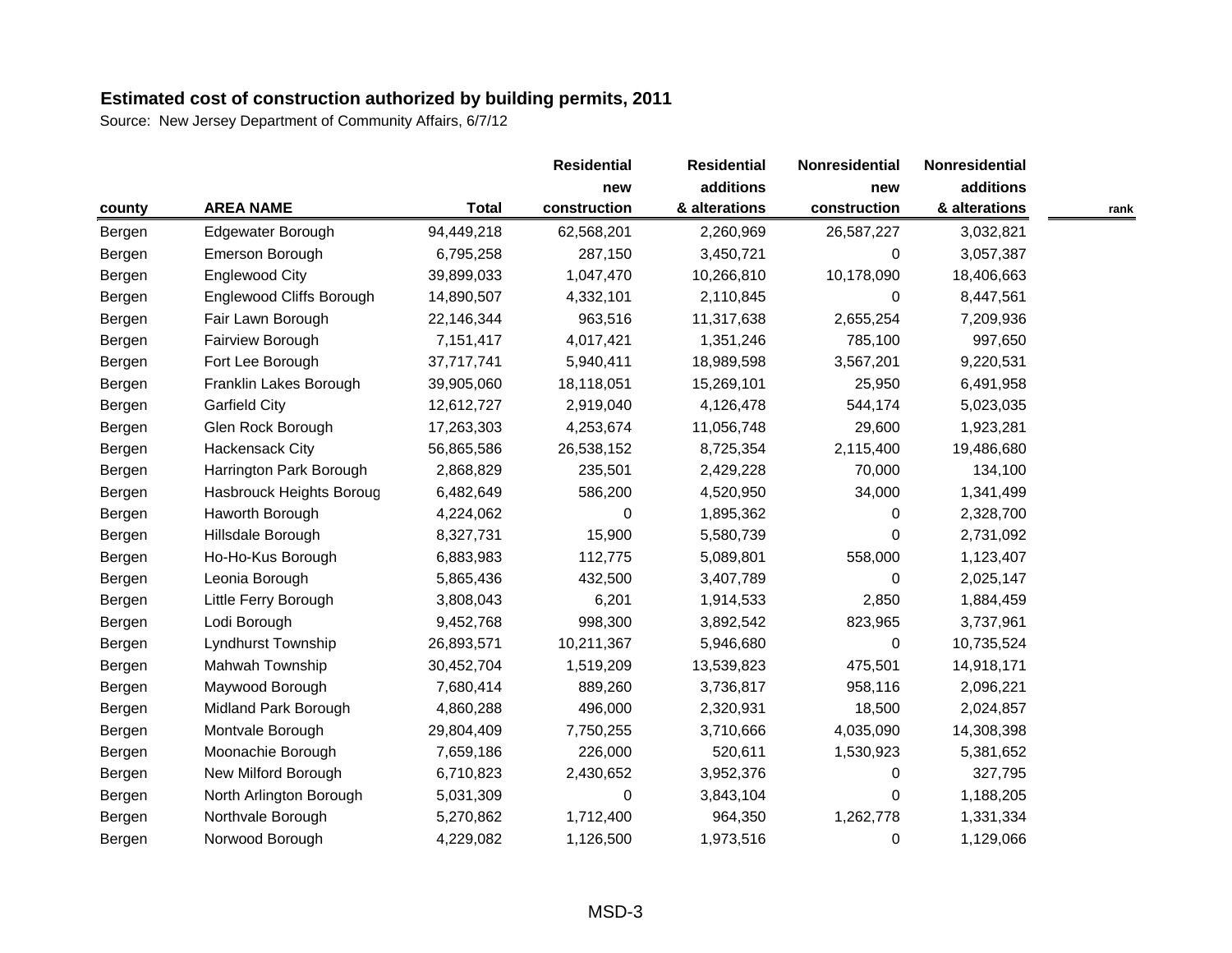**Estimated cost of construction authorized by building permits, 2011**

Source: New Jersey Department of Community Affairs, 6/7/12

| county | AREA NAME | Total | Residential new construction | Residential additions & alterations | Nonresidential new construction | Nonresidential additions & alterations | rank |
|---|---|---|---|---|---|---|---|
| Bergen | Edgewater Borough | 94,449,218 | 62,568,201 | 2,260,969 | 26,587,227 | 3,032,821 | |
| Bergen | Emerson Borough | 6,795,258 | 287,150 | 3,450,721 | 0 | 3,057,387 | |
| Bergen | Englewood City | 39,899,033 | 1,047,470 | 10,266,810 | 10,178,090 | 18,406,663 | |
| Bergen | Englewood Cliffs Borough | 14,890,507 | 4,332,101 | 2,110,845 | 0 | 8,447,561 | |
| Bergen | Fair Lawn Borough | 22,146,344 | 963,516 | 11,317,638 | 2,655,254 | 7,209,936 | |
| Bergen | Fairview Borough | 7,151,417 | 4,017,421 | 1,351,246 | 785,100 | 997,650 | |
| Bergen | Fort Lee Borough | 37,717,741 | 5,940,411 | 18,989,598 | 3,567,201 | 9,220,531 | |
| Bergen | Franklin Lakes Borough | 39,905,060 | 18,118,051 | 15,269,101 | 25,950 | 6,491,958 | |
| Bergen | Garfield City | 12,612,727 | 2,919,040 | 4,126,478 | 544,174 | 5,023,035 | |
| Bergen | Glen Rock Borough | 17,263,303 | 4,253,674 | 11,056,748 | 29,600 | 1,923,281 | |
| Bergen | Hackensack City | 56,865,586 | 26,538,152 | 8,725,354 | 2,115,400 | 19,486,680 | |
| Bergen | Harrington Park Borough | 2,868,829 | 235,501 | 2,429,228 | 70,000 | 134,100 | |
| Bergen | Hasbrouck Heights Boroug | 6,482,649 | 586,200 | 4,520,950 | 34,000 | 1,341,499 | |
| Bergen | Haworth Borough | 4,224,062 | 0 | 1,895,362 | 0 | 2,328,700 | |
| Bergen | Hillsdale Borough | 8,327,731 | 15,900 | 5,580,739 | 0 | 2,731,092 | |
| Bergen | Ho-Ho-Kus Borough | 6,883,983 | 112,775 | 5,089,801 | 558,000 | 1,123,407 | |
| Bergen | Leonia Borough | 5,865,436 | 432,500 | 3,407,789 | 0 | 2,025,147 | |
| Bergen | Little Ferry Borough | 3,808,043 | 6,201 | 1,914,533 | 2,850 | 1,884,459 | |
| Bergen | Lodi Borough | 9,452,768 | 998,300 | 3,892,542 | 823,965 | 3,737,961 | |
| Bergen | Lyndhurst Township | 26,893,571 | 10,211,367 | 5,946,680 | 0 | 10,735,524 | |
| Bergen | Mahwah Township | 30,452,704 | 1,519,209 | 13,539,823 | 475,501 | 14,918,171 | |
| Bergen | Maywood Borough | 7,680,414 | 889,260 | 3,736,817 | 958,116 | 2,096,221 | |
| Bergen | Midland Park Borough | 4,860,288 | 496,000 | 2,320,931 | 18,500 | 2,024,857 | |
| Bergen | Montvale Borough | 29,804,409 | 7,750,255 | 3,710,666 | 4,035,090 | 14,308,398 | |
| Bergen | Moonachie Borough | 7,659,186 | 226,000 | 520,611 | 1,530,923 | 5,381,652 | |
| Bergen | New Milford Borough | 6,710,823 | 2,430,652 | 3,952,376 | 0 | 327,795 | |
| Bergen | North Arlington Borough | 5,031,309 | 0 | 3,843,104 | 0 | 1,188,205 | |
| Bergen | Northvale Borough | 5,270,862 | 1,712,400 | 964,350 | 1,262,778 | 1,331,334 | |
| Bergen | Norwood Borough | 4,229,082 | 1,126,500 | 1,973,516 | 0 | 1,129,066 | |

MSD-3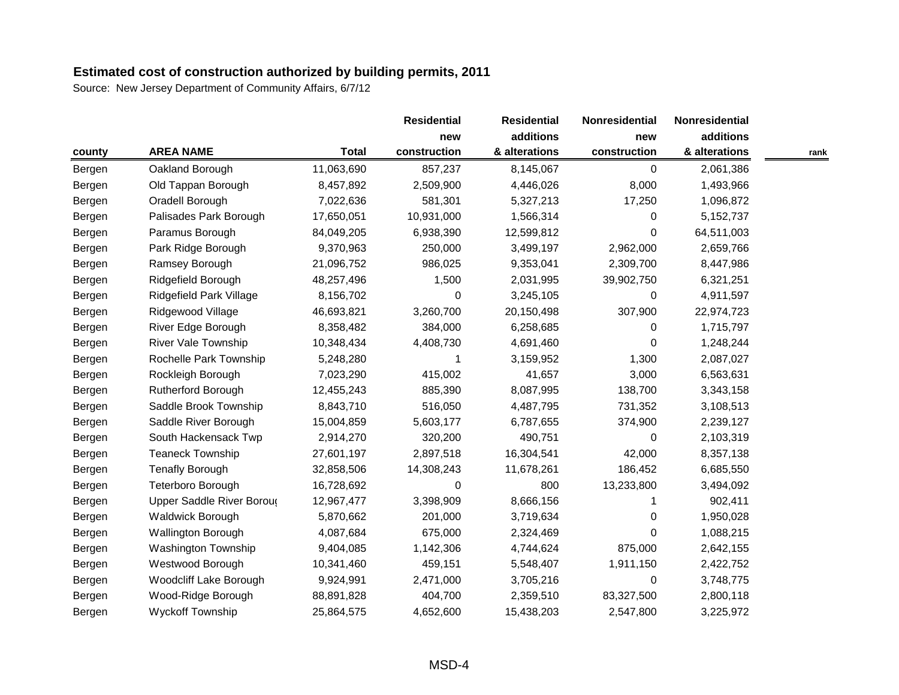**Estimated cost of construction authorized by building permits, 2011**

Source: New Jersey Department of Community Affairs, 6/7/12

| county | AREA NAME | Total | Residential new construction | Residential additions & alterations | Nonresidential new construction | Nonresidential additions & alterations | rank |
|---|---|---|---|---|---|---|---|
| Bergen | Oakland Borough | 11,063,690 | 857,237 | 8,145,067 | 0 | 2,061,386 | |
| Bergen | Old Tappan Borough | 8,457,892 | 2,509,900 | 4,446,026 | 8,000 | 1,493,966 | |
| Bergen | Oradell Borough | 7,022,636 | 581,301 | 5,327,213 | 17,250 | 1,096,872 | |
| Bergen | Palisades Park Borough | 17,650,051 | 10,931,000 | 1,566,314 | 0 | 5,152,737 | |
| Bergen | Paramus Borough | 84,049,205 | 6,938,390 | 12,599,812 | 0 | 64,511,003 | |
| Bergen | Park Ridge Borough | 9,370,963 | 250,000 | 3,499,197 | 2,962,000 | 2,659,766 | |
| Bergen | Ramsey Borough | 21,096,752 | 986,025 | 9,353,041 | 2,309,700 | 8,447,986 | |
| Bergen | Ridgefield Borough | 48,257,496 | 1,500 | 2,031,995 | 39,902,750 | 6,321,251 | |
| Bergen | Ridgefield Park Village | 8,156,702 | 0 | 3,245,105 | 0 | 4,911,597 | |
| Bergen | Ridgewood Village | 46,693,821 | 3,260,700 | 20,150,498 | 307,900 | 22,974,723 | |
| Bergen | River Edge Borough | 8,358,482 | 384,000 | 6,258,685 | 0 | 1,715,797 | |
| Bergen | River Vale Township | 10,348,434 | 4,408,730 | 4,691,460 | 0 | 1,248,244 | |
| Bergen | Rochelle Park Township | 5,248,280 | 1 | 3,159,952 | 1,300 | 2,087,027 | |
| Bergen | Rockleigh Borough | 7,023,290 | 415,002 | 41,657 | 3,000 | 6,563,631 | |
| Bergen | Rutherford Borough | 12,455,243 | 885,390 | 8,087,995 | 138,700 | 3,343,158 | |
| Bergen | Saddle Brook Township | 8,843,710 | 516,050 | 4,487,795 | 731,352 | 3,108,513 | |
| Bergen | Saddle River Borough | 15,004,859 | 5,603,177 | 6,787,655 | 374,900 | 2,239,127 | |
| Bergen | South Hackensack Twp | 2,914,270 | 320,200 | 490,751 | 0 | 2,103,319 | |
| Bergen | Teaneck Township | 27,601,197 | 2,897,518 | 16,304,541 | 42,000 | 8,357,138 | |
| Bergen | Tenafly Borough | 32,858,506 | 14,308,243 | 11,678,261 | 186,452 | 6,685,550 | |
| Bergen | Teterboro Borough | 16,728,692 | 0 | 800 | 13,233,800 | 3,494,092 | |
| Bergen | Upper Saddle River Boroug | 12,967,477 | 3,398,909 | 8,666,156 | 1 | 902,411 | |
| Bergen | Waldwick Borough | 5,870,662 | 201,000 | 3,719,634 | 0 | 1,950,028 | |
| Bergen | Wallington Borough | 4,087,684 | 675,000 | 2,324,469 | 0 | 1,088,215 | |
| Bergen | Washington Township | 9,404,085 | 1,142,306 | 4,744,624 | 875,000 | 2,642,155 | |
| Bergen | Westwood Borough | 10,341,460 | 459,151 | 5,548,407 | 1,911,150 | 2,422,752 | |
| Bergen | Woodcliff Lake Borough | 9,924,991 | 2,471,000 | 3,705,216 | 0 | 3,748,775 | |
| Bergen | Wood-Ridge Borough | 88,891,828 | 404,700 | 2,359,510 | 83,327,500 | 2,800,118 | |
| Bergen | Wyckoff Township | 25,864,575 | 4,652,600 | 15,438,203 | 2,547,800 | 3,225,972 | |

MSD-4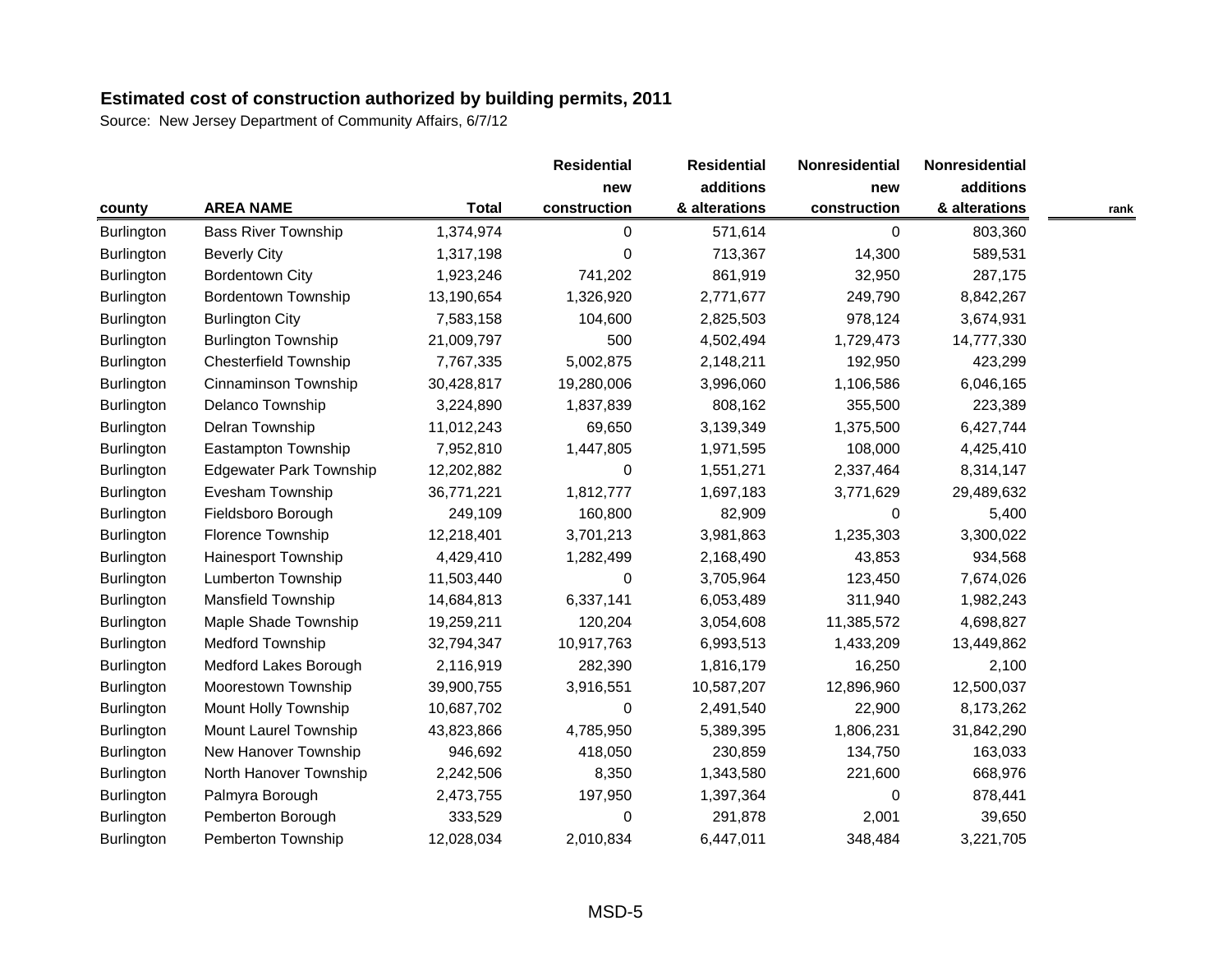**Estimated cost of construction authorized by building permits, 2011**

Source: New Jersey Department of Community Affairs, 6/7/12

| county | AREA NAME | Total | Residential new construction | Residential additions & alterations | Nonresidential new construction | Nonresidential additions & alterations | rank |
|---|---|---|---|---|---|---|---|
| Burlington | Bass River Township | 1,374,974 | 0 | 571,614 | 0 | 803,360 | |
| Burlington | Beverly City | 1,317,198 | 0 | 713,367 | 14,300 | 589,531 | |
| Burlington | Bordentown City | 1,923,246 | 741,202 | 861,919 | 32,950 | 287,175 | |
| Burlington | Bordentown Township | 13,190,654 | 1,326,920 | 2,771,677 | 249,790 | 8,842,267 | |
| Burlington | Burlington City | 7,583,158 | 104,600 | 2,825,503 | 978,124 | 3,674,931 | |
| Burlington | Burlington Township | 21,009,797 | 500 | 4,502,494 | 1,729,473 | 14,777,330 | |
| Burlington | Chesterfield Township | 7,767,335 | 5,002,875 | 2,148,211 | 192,950 | 423,299 | |
| Burlington | Cinnaminson Township | 30,428,817 | 19,280,006 | 3,996,060 | 1,106,586 | 6,046,165 | |
| Burlington | Delanco Township | 3,224,890 | 1,837,839 | 808,162 | 355,500 | 223,389 | |
| Burlington | Delran Township | 11,012,243 | 69,650 | 3,139,349 | 1,375,500 | 6,427,744 | |
| Burlington | Eastampton Township | 7,952,810 | 1,447,805 | 1,971,595 | 108,000 | 4,425,410 | |
| Burlington | Edgewater Park Township | 12,202,882 | 0 | 1,551,271 | 2,337,464 | 8,314,147 | |
| Burlington | Evesham Township | 36,771,221 | 1,812,777 | 1,697,183 | 3,771,629 | 29,489,632 | |
| Burlington | Fieldsboro Borough | 249,109 | 160,800 | 82,909 | 0 | 5,400 | |
| Burlington | Florence Township | 12,218,401 | 3,701,213 | 3,981,863 | 1,235,303 | 3,300,022 | |
| Burlington | Hainesport Township | 4,429,410 | 1,282,499 | 2,168,490 | 43,853 | 934,568 | |
| Burlington | Lumberton Township | 11,503,440 | 0 | 3,705,964 | 123,450 | 7,674,026 | |
| Burlington | Mansfield Township | 14,684,813 | 6,337,141 | 6,053,489 | 311,940 | 1,982,243 | |
| Burlington | Maple Shade Township | 19,259,211 | 120,204 | 3,054,608 | 11,385,572 | 4,698,827 | |
| Burlington | Medford Township | 32,794,347 | 10,917,763 | 6,993,513 | 1,433,209 | 13,449,862 | |
| Burlington | Medford Lakes Borough | 2,116,919 | 282,390 | 1,816,179 | 16,250 | 2,100 | |
| Burlington | Moorestown Township | 39,900,755 | 3,916,551 | 10,587,207 | 12,896,960 | 12,500,037 | |
| Burlington | Mount Holly Township | 10,687,702 | 0 | 2,491,540 | 22,900 | 8,173,262 | |
| Burlington | Mount Laurel Township | 43,823,866 | 4,785,950 | 5,389,395 | 1,806,231 | 31,842,290 | |
| Burlington | New Hanover Township | 946,692 | 418,050 | 230,859 | 134,750 | 163,033 | |
| Burlington | North Hanover Township | 2,242,506 | 8,350 | 1,343,580 | 221,600 | 668,976 | |
| Burlington | Palmyra Borough | 2,473,755 | 197,950 | 1,397,364 | 0 | 878,441 | |
| Burlington | Pemberton Borough | 333,529 | 0 | 291,878 | 2,001 | 39,650 | |
| Burlington | Pemberton Township | 12,028,034 | 2,010,834 | 6,447,011 | 348,484 | 3,221,705 | |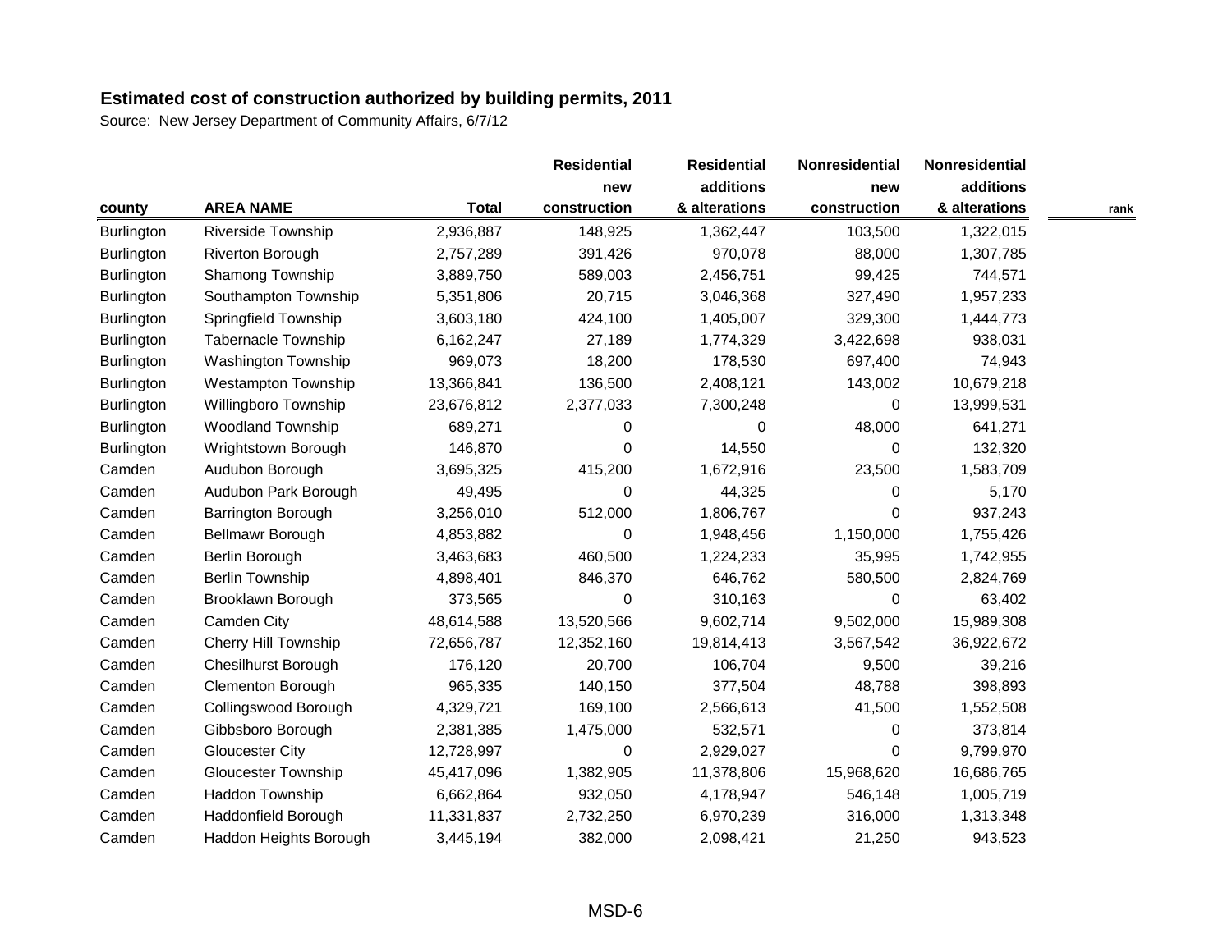## Estimated cost of construction authorized by building permits, 2011

Source: New Jersey Department of Community Affairs, 6/7/12

| county | AREA NAME | Total | Residential new construction | Residential additions & alterations | Nonresidential new construction | Nonresidential additions & alterations | rank |
|---|---|---|---|---|---|---|---|
| Burlington | Riverside Township | 2,936,887 | 148,925 | 1,362,447 | 103,500 | 1,322,015 | |
| Burlington | Riverton Borough | 2,757,289 | 391,426 | 970,078 | 88,000 | 1,307,785 | |
| Burlington | Shamong Township | 3,889,750 | 589,003 | 2,456,751 | 99,425 | 744,571 | |
| Burlington | Southampton Township | 5,351,806 | 20,715 | 3,046,368 | 327,490 | 1,957,233 | |
| Burlington | Springfield Township | 3,603,180 | 424,100 | 1,405,007 | 329,300 | 1,444,773 | |
| Burlington | Tabernacle Township | 6,162,247 | 27,189 | 1,774,329 | 3,422,698 | 938,031 | |
| Burlington | Washington Township | 969,073 | 18,200 | 178,530 | 697,400 | 74,943 | |
| Burlington | Westampton Township | 13,366,841 | 136,500 | 2,408,121 | 143,002 | 10,679,218 | |
| Burlington | Willingboro Township | 23,676,812 | 2,377,033 | 7,300,248 | 0 | 13,999,531 | |
| Burlington | Woodland Township | 689,271 | 0 | 0 | 48,000 | 641,271 | |
| Burlington | Wrightstown Borough | 146,870 | 0 | 14,550 | 0 | 132,320 | |
| Camden | Audubon Borough | 3,695,325 | 415,200 | 1,672,916 | 23,500 | 1,583,709 | |
| Camden | Audubon Park Borough | 49,495 | 0 | 44,325 | 0 | 5,170 | |
| Camden | Barrington Borough | 3,256,010 | 512,000 | 1,806,767 | 0 | 937,243 | |
| Camden | Bellmawr Borough | 4,853,882 | 0 | 1,948,456 | 1,150,000 | 1,755,426 | |
| Camden | Berlin Borough | 3,463,683 | 460,500 | 1,224,233 | 35,995 | 1,742,955 | |
| Camden | Berlin Township | 4,898,401 | 846,370 | 646,762 | 580,500 | 2,824,769 | |
| Camden | Brooklawn Borough | 373,565 | 0 | 310,163 | 0 | 63,402 | |
| Camden | Camden City | 48,614,588 | 13,520,566 | 9,602,714 | 9,502,000 | 15,989,308 | |
| Camden | Cherry Hill Township | 72,656,787 | 12,352,160 | 19,814,413 | 3,567,542 | 36,922,672 | |
| Camden | Chesilhurst Borough | 176,120 | 20,700 | 106,704 | 9,500 | 39,216 | |
| Camden | Clementon Borough | 965,335 | 140,150 | 377,504 | 48,788 | 398,893 | |
| Camden | Collingswood Borough | 4,329,721 | 169,100 | 2,566,613 | 41,500 | 1,552,508 | |
| Camden | Gibbsboro Borough | 2,381,385 | 1,475,000 | 532,571 | 0 | 373,814 | |
| Camden | Gloucester City | 12,728,997 | 0 | 2,929,027 | 0 | 9,799,970 | |
| Camden | Gloucester Township | 45,417,096 | 1,382,905 | 11,378,806 | 15,968,620 | 16,686,765 | |
| Camden | Haddon Township | 6,662,864 | 932,050 | 4,178,947 | 546,148 | 1,005,719 | |
| Camden | Haddonfield Borough | 11,331,837 | 2,732,250 | 6,970,239 | 316,000 | 1,313,348 | |
| Camden | Haddon Heights Borough | 3,445,194 | 382,000 | 2,098,421 | 21,250 | 943,523 | |

MSD-6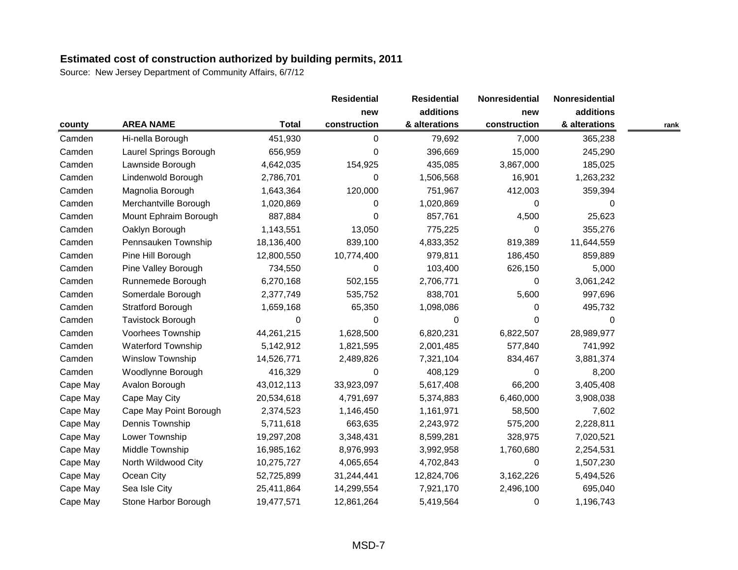**Estimated cost of construction authorized by building permits, 2011**

Source: New Jersey Department of Community Affairs, 6/7/12

| county | AREA NAME | Total | Residential new construction | Residential additions & alterations | Nonresidential new construction | Nonresidential additions & alterations | rank |
|---|---|---|---|---|---|---|---|
| Camden | Hi-nella Borough | 451,930 | 0 | 79,692 | 7,000 | 365,238 | |
| Camden | Laurel Springs Borough | 656,959 | 0 | 396,669 | 15,000 | 245,290 | |
| Camden | Lawnside Borough | 4,642,035 | 154,925 | 435,085 | 3,867,000 | 185,025 | |
| Camden | Lindenwold Borough | 2,786,701 | 0 | 1,506,568 | 16,901 | 1,263,232 | |
| Camden | Magnolia Borough | 1,643,364 | 120,000 | 751,967 | 412,003 | 359,394 | |
| Camden | Merchantville Borough | 1,020,869 | 0 | 1,020,869 | 0 | 0 | |
| Camden | Mount Ephraim Borough | 887,884 | 0 | 857,761 | 4,500 | 25,623 | |
| Camden | Oaklyn Borough | 1,143,551 | 13,050 | 775,225 | 0 | 355,276 | |
| Camden | Pennsauken Township | 18,136,400 | 839,100 | 4,833,352 | 819,389 | 11,644,559 | |
| Camden | Pine Hill Borough | 12,800,550 | 10,774,400 | 979,811 | 186,450 | 859,889 | |
| Camden | Pine Valley Borough | 734,550 | 0 | 103,400 | 626,150 | 5,000 | |
| Camden | Runnemede Borough | 6,270,168 | 502,155 | 2,706,771 | 0 | 3,061,242 | |
| Camden | Somerdale Borough | 2,377,749 | 535,752 | 838,701 | 5,600 | 997,696 | |
| Camden | Stratford Borough | 1,659,168 | 65,350 | 1,098,086 | 0 | 495,732 | |
| Camden | Tavistock Borough | 0 | 0 | 0 | 0 | 0 | |
| Camden | Voorhees Township | 44,261,215 | 1,628,500 | 6,820,231 | 6,822,507 | 28,989,977 | |
| Camden | Waterford Township | 5,142,912 | 1,821,595 | 2,001,485 | 577,840 | 741,992 | |
| Camden | Winslow Township | 14,526,771 | 2,489,826 | 7,321,104 | 834,467 | 3,881,374 | |
| Camden | Woodlynne Borough | 416,329 | 0 | 408,129 | 0 | 8,200 | |
| Cape May | Avalon Borough | 43,012,113 | 33,923,097 | 5,617,408 | 66,200 | 3,405,408 | |
| Cape May | Cape May City | 20,534,618 | 4,791,697 | 5,374,883 | 6,460,000 | 3,908,038 | |
| Cape May | Cape May Point Borough | 2,374,523 | 1,146,450 | 1,161,971 | 58,500 | 7,602 | |
| Cape May | Dennis Township | 5,711,618 | 663,635 | 2,243,972 | 575,200 | 2,228,811 | |
| Cape May | Lower Township | 19,297,208 | 3,348,431 | 8,599,281 | 328,975 | 7,020,521 | |
| Cape May | Middle Township | 16,985,162 | 8,976,993 | 3,992,958 | 1,760,680 | 2,254,531 | |
| Cape May | North Wildwood City | 10,275,727 | 4,065,654 | 4,702,843 | 0 | 1,507,230 | |
| Cape May | Ocean City | 52,725,899 | 31,244,441 | 12,824,706 | 3,162,226 | 5,494,526 | |
| Cape May | Sea Isle City | 25,411,864 | 14,299,554 | 7,921,170 | 2,496,100 | 695,040 | |
| Cape May | Stone Harbor Borough | 19,477,571 | 12,861,264 | 5,419,564 | 0 | 1,196,743 | |

MSD-7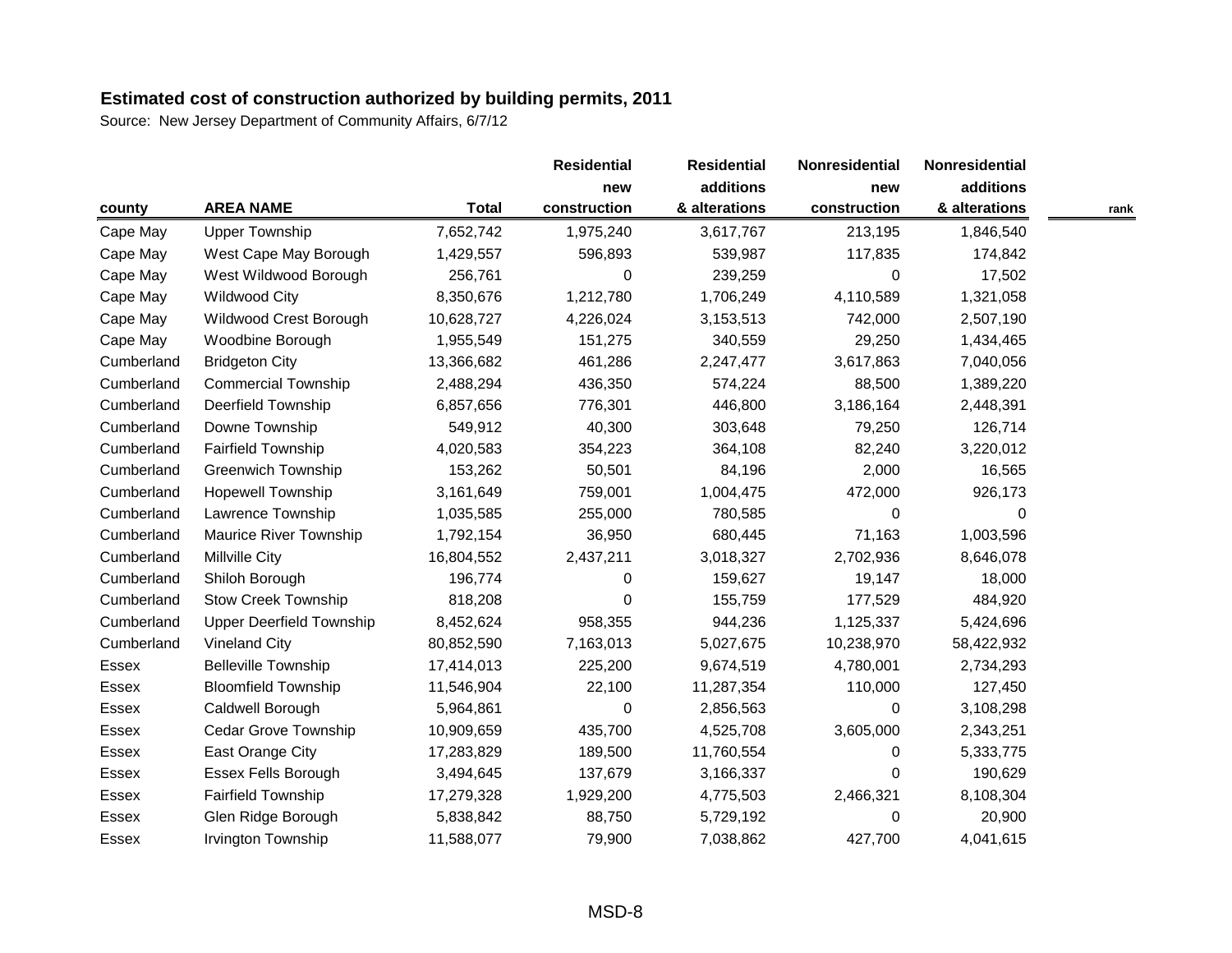**Estimated cost of construction authorized by building permits, 2011**

Source: New Jersey Department of Community Affairs, 6/7/12

| county | AREA NAME | Total | Residential new construction | Residential additions & alterations | Nonresidential new construction | Nonresidential additions & alterations | rank |
|---|---|---|---|---|---|---|---|
| Cape May | Upper Township | 7,652,742 | 1,975,240 | 3,617,767 | 213,195 | 1,846,540 | |
| Cape May | West Cape May Borough | 1,429,557 | 596,893 | 539,987 | 117,835 | 174,842 | |
| Cape May | West Wildwood Borough | 256,761 | 0 | 239,259 | 0 | 17,502 | |
| Cape May | Wildwood City | 8,350,676 | 1,212,780 | 1,706,249 | 4,110,589 | 1,321,058 | |
| Cape May | Wildwood Crest Borough | 10,628,727 | 4,226,024 | 3,153,513 | 742,000 | 2,507,190 | |
| Cape May | Woodbine Borough | 1,955,549 | 151,275 | 340,559 | 29,250 | 1,434,465 | |
| Cumberland | Bridgeton City | 13,366,682 | 461,286 | 2,247,477 | 3,617,863 | 7,040,056 | |
| Cumberland | Commercial Township | 2,488,294 | 436,350 | 574,224 | 88,500 | 1,389,220 | |
| Cumberland | Deerfield Township | 6,857,656 | 776,301 | 446,800 | 3,186,164 | 2,448,391 | |
| Cumberland | Downe Township | 549,912 | 40,300 | 303,648 | 79,250 | 126,714 | |
| Cumberland | Fairfield Township | 4,020,583 | 354,223 | 364,108 | 82,240 | 3,220,012 | |
| Cumberland | Greenwich Township | 153,262 | 50,501 | 84,196 | 2,000 | 16,565 | |
| Cumberland | Hopewell Township | 3,161,649 | 759,001 | 1,004,475 | 472,000 | 926,173 | |
| Cumberland | Lawrence Township | 1,035,585 | 255,000 | 780,585 | 0 | 0 | |
| Cumberland | Maurice River Township | 1,792,154 | 36,950 | 680,445 | 71,163 | 1,003,596 | |
| Cumberland | Millville City | 16,804,552 | 2,437,211 | 3,018,327 | 2,702,936 | 8,646,078 | |
| Cumberland | Shiloh Borough | 196,774 | 0 | 159,627 | 19,147 | 18,000 | |
| Cumberland | Stow Creek Township | 818,208 | 0 | 155,759 | 177,529 | 484,920 | |
| Cumberland | Upper Deerfield Township | 8,452,624 | 958,355 | 944,236 | 1,125,337 | 5,424,696 | |
| Cumberland | Vineland City | 80,852,590 | 7,163,013 | 5,027,675 | 10,238,970 | 58,422,932 | |
| Essex | Belleville Township | 17,414,013 | 225,200 | 9,674,519 | 4,780,001 | 2,734,293 | |
| Essex | Bloomfield Township | 11,546,904 | 22,100 | 11,287,354 | 110,000 | 127,450 | |
| Essex | Caldwell Borough | 5,964,861 | 0 | 2,856,563 | 0 | 3,108,298 | |
| Essex | Cedar Grove Township | 10,909,659 | 435,700 | 4,525,708 | 3,605,000 | 2,343,251 | |
| Essex | East Orange City | 17,283,829 | 189,500 | 11,760,554 | 0 | 5,333,775 | |
| Essex | Essex Fells Borough | 3,494,645 | 137,679 | 3,166,337 | 0 | 190,629 | |
| Essex | Fairfield Township | 17,279,328 | 1,929,200 | 4,775,503 | 2,466,321 | 8,108,304 | |
| Essex | Glen Ridge Borough | 5,838,842 | 88,750 | 5,729,192 | 0 | 20,900 | |
| Essex | Irvington Township | 11,588,077 | 79,900 | 7,038,862 | 427,700 | 4,041,615 | |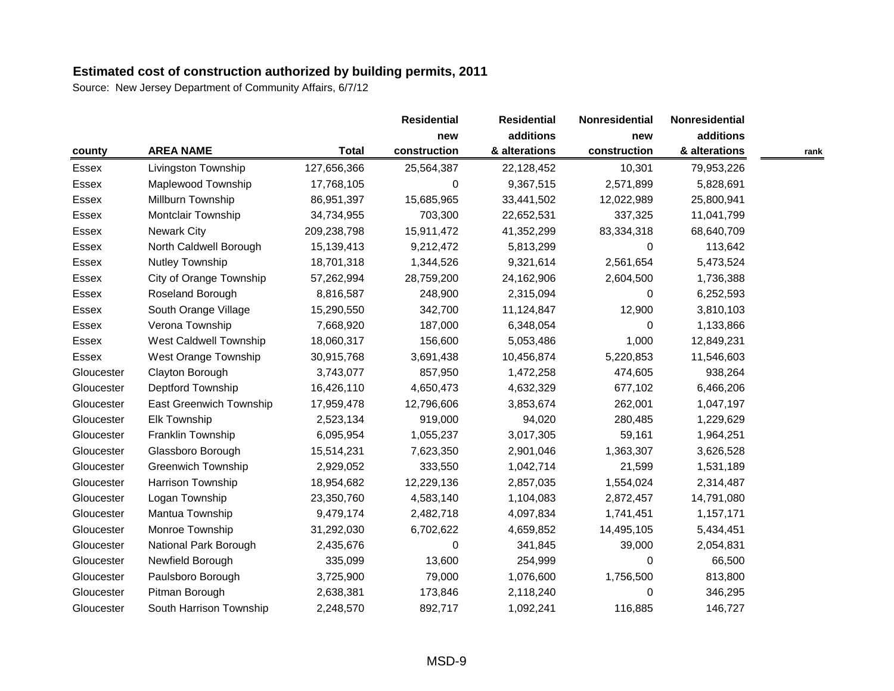**Estimated cost of construction authorized by building permits, 2011**

Source: New Jersey Department of Community Affairs, 6/7/12

| county | AREA NAME | Total | Residential new construction | Residential additions & alterations | Nonresidential new construction | Nonresidential additions & alterations | rank |
|---|---|---|---|---|---|---|---|
| Essex | Livingston Township | 127,656,366 | 25,564,387 | 22,128,452 | 10,301 | 79,953,226 | |
| Essex | Maplewood Township | 17,768,105 | 0 | 9,367,515 | 2,571,899 | 5,828,691 | |
| Essex | Millburn Township | 86,951,397 | 15,685,965 | 33,441,502 | 12,022,989 | 25,800,941 | |
| Essex | Montclair Township | 34,734,955 | 703,300 | 22,652,531 | 337,325 | 11,041,799 | |
| Essex | Newark City | 209,238,798 | 15,911,472 | 41,352,299 | 83,334,318 | 68,640,709 | |
| Essex | North Caldwell Borough | 15,139,413 | 9,212,472 | 5,813,299 | 0 | 113,642 | |
| Essex | Nutley Township | 18,701,318 | 1,344,526 | 9,321,614 | 2,561,654 | 5,473,524 | |
| Essex | City of Orange Township | 57,262,994 | 28,759,200 | 24,162,906 | 2,604,500 | 1,736,388 | |
| Essex | Roseland Borough | 8,816,587 | 248,900 | 2,315,094 | 0 | 6,252,593 | |
| Essex | South Orange Village | 15,290,550 | 342,700 | 11,124,847 | 12,900 | 3,810,103 | |
| Essex | Verona Township | 7,668,920 | 187,000 | 6,348,054 | 0 | 1,133,866 | |
| Essex | West Caldwell Township | 18,060,317 | 156,600 | 5,053,486 | 1,000 | 12,849,231 | |
| Essex | West Orange Township | 30,915,768 | 3,691,438 | 10,456,874 | 5,220,853 | 11,546,603 | |
| Gloucester | Clayton Borough | 3,743,077 | 857,950 | 1,472,258 | 474,605 | 938,264 | |
| Gloucester | Deptford Township | 16,426,110 | 4,650,473 | 4,632,329 | 677,102 | 6,466,206 | |
| Gloucester | East Greenwich Township | 17,959,478 | 12,796,606 | 3,853,674 | 262,001 | 1,047,197 | |
| Gloucester | Elk Township | 2,523,134 | 919,000 | 94,020 | 280,485 | 1,229,629 | |
| Gloucester | Franklin Township | 6,095,954 | 1,055,237 | 3,017,305 | 59,161 | 1,964,251 | |
| Gloucester | Glassboro Borough | 15,514,231 | 7,623,350 | 2,901,046 | 1,363,307 | 3,626,528 | |
| Gloucester | Greenwich Township | 2,929,052 | 333,550 | 1,042,714 | 21,599 | 1,531,189 | |
| Gloucester | Harrison Township | 18,954,682 | 12,229,136 | 2,857,035 | 1,554,024 | 2,314,487 | |
| Gloucester | Logan Township | 23,350,760 | 4,583,140 | 1,104,083 | 2,872,457 | 14,791,080 | |
| Gloucester | Mantua Township | 9,479,174 | 2,482,718 | 4,097,834 | 1,741,451 | 1,157,171 | |
| Gloucester | Monroe Township | 31,292,030 | 6,702,622 | 4,659,852 | 14,495,105 | 5,434,451 | |
| Gloucester | National Park Borough | 2,435,676 | 0 | 341,845 | 39,000 | 2,054,831 | |
| Gloucester | Newfield Borough | 335,099 | 13,600 | 254,999 | 0 | 66,500 | |
| Gloucester | Paulsboro Borough | 3,725,900 | 79,000 | 1,076,600 | 1,756,500 | 813,800 | |
| Gloucester | Pitman Borough | 2,638,381 | 173,846 | 2,118,240 | 0 | 346,295 | |
| Gloucester | South Harrison Township | 2,248,570 | 892,717 | 1,092,241 | 116,885 | 146,727 | |

MSD-9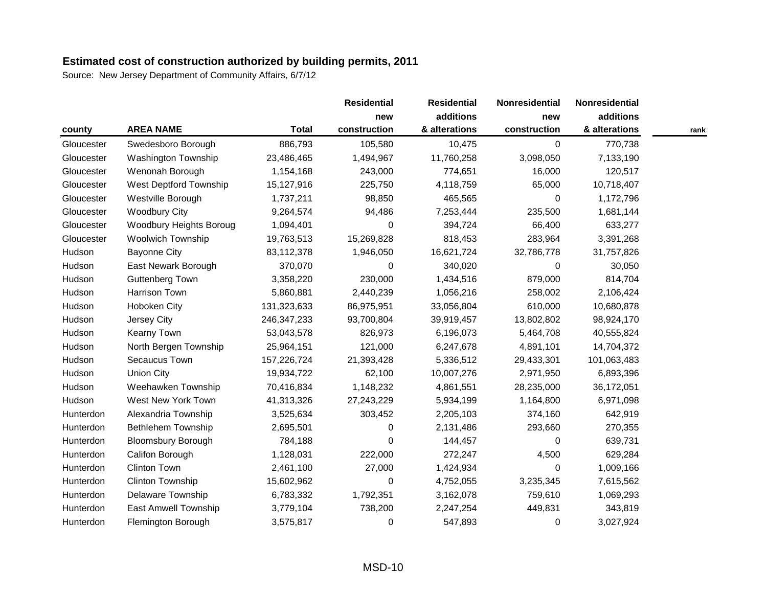**Estimated cost of construction authorized by building permits, 2011**

Source: New Jersey Department of Community Affairs, 6/7/12

| county | AREA NAME | Total | Residential new construction | Residential additions & alterations | Nonresidential new construction | Nonresidential additions & alterations | rank |
|---|---|---|---|---|---|---|---|
| Gloucester | Swedesboro Borough | 886,793 | 105,580 | 10,475 | 0 | 770,738 | |
| Gloucester | Washington Township | 23,486,465 | 1,494,967 | 11,760,258 | 3,098,050 | 7,133,190 | |
| Gloucester | Wenonah Borough | 1,154,168 | 243,000 | 774,651 | 16,000 | 120,517 | |
| Gloucester | West Deptford Township | 15,127,916 | 225,750 | 4,118,759 | 65,000 | 10,718,407 | |
| Gloucester | Westville Borough | 1,737,211 | 98,850 | 465,565 | 0 | 1,172,796 | |
| Gloucester | Woodbury City | 9,264,574 | 94,486 | 7,253,444 | 235,500 | 1,681,144 | |
| Gloucester | Woodbury Heights Boroug | 1,094,401 | 0 | 394,724 | 66,400 | 633,277 | |
| Gloucester | Woolwich Township | 19,763,513 | 15,269,828 | 818,453 | 283,964 | 3,391,268 | |
| Hudson | Bayonne City | 83,112,378 | 1,946,050 | 16,621,724 | 32,786,778 | 31,757,826 | |
| Hudson | East Newark Borough | 370,070 | 0 | 340,020 | 0 | 30,050 | |
| Hudson | Guttenberg Town | 3,358,220 | 230,000 | 1,434,516 | 879,000 | 814,704 | |
| Hudson | Harrison Town | 5,860,881 | 2,440,239 | 1,056,216 | 258,002 | 2,106,424 | |
| Hudson | Hoboken City | 131,323,633 | 86,975,951 | 33,056,804 | 610,000 | 10,680,878 | |
| Hudson | Jersey City | 246,347,233 | 93,700,804 | 39,919,457 | 13,802,802 | 98,924,170 | |
| Hudson | Kearny Town | 53,043,578 | 826,973 | 6,196,073 | 5,464,708 | 40,555,824 | |
| Hudson | North Bergen Township | 25,964,151 | 121,000 | 6,247,678 | 4,891,101 | 14,704,372 | |
| Hudson | Secaucus Town | 157,226,724 | 21,393,428 | 5,336,512 | 29,433,301 | 101,063,483 | |
| Hudson | Union City | 19,934,722 | 62,100 | 10,007,276 | 2,971,950 | 6,893,396 | |
| Hudson | Weehawken Township | 70,416,834 | 1,148,232 | 4,861,551 | 28,235,000 | 36,172,051 | |
| Hudson | West New York Town | 41,313,326 | 27,243,229 | 5,934,199 | 1,164,800 | 6,971,098 | |
| Hunterdon | Alexandria Township | 3,525,634 | 303,452 | 2,205,103 | 374,160 | 642,919 | |
| Hunterdon | Bethlehem Township | 2,695,501 | 0 | 2,131,486 | 293,660 | 270,355 | |
| Hunterdon | Bloomsbury Borough | 784,188 | 0 | 144,457 | 0 | 639,731 | |
| Hunterdon | Califon Borough | 1,128,031 | 222,000 | 272,247 | 4,500 | 629,284 | |
| Hunterdon | Clinton Town | 2,461,100 | 27,000 | 1,424,934 | 0 | 1,009,166 | |
| Hunterdon | Clinton Township | 15,602,962 | 0 | 4,752,055 | 3,235,345 | 7,615,562 | |
| Hunterdon | Delaware Township | 6,783,332 | 1,792,351 | 3,162,078 | 759,610 | 1,069,293 | |
| Hunterdon | East Amwell Township | 3,779,104 | 738,200 | 2,247,254 | 449,831 | 343,819 | |
| Hunterdon | Flemington Borough | 3,575,817 | 0 | 547,893 | 0 | 3,027,924 | |

MSD-10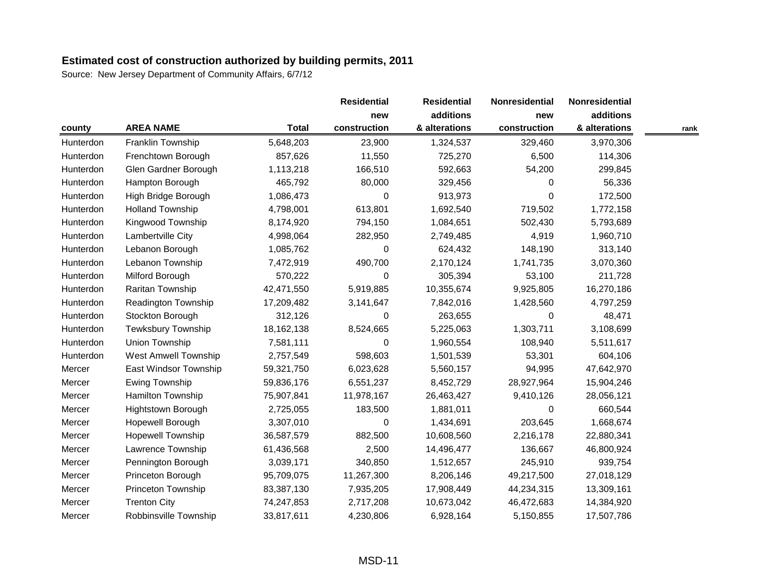**Estimated cost of construction authorized by building permits, 2011**

Source: New Jersey Department of Community Affairs, 6/7/12

| county | AREA NAME | Total | Residential new construction | Residential additions & alterations | Nonresidential new construction | Nonresidential additions & alterations | rank |
|---|---|---|---|---|---|---|---|
| Hunterdon | Franklin Township | 5,648,203 | 23,900 | 1,324,537 | 329,460 | 3,970,306 | |
| Hunterdon | Frenchtown Borough | 857,626 | 11,550 | 725,270 | 6,500 | 114,306 | |
| Hunterdon | Glen Gardner Borough | 1,113,218 | 166,510 | 592,663 | 54,200 | 299,845 | |
| Hunterdon | Hampton Borough | 465,792 | 80,000 | 329,456 | 0 | 56,336 | |
| Hunterdon | High Bridge Borough | 1,086,473 | 0 | 913,973 | 0 | 172,500 | |
| Hunterdon | Holland Township | 4,798,001 | 613,801 | 1,692,540 | 719,502 | 1,772,158 | |
| Hunterdon | Kingwood Township | 8,174,920 | 794,150 | 1,084,651 | 502,430 | 5,793,689 | |
| Hunterdon | Lambertville City | 4,998,064 | 282,950 | 2,749,485 | 4,919 | 1,960,710 | |
| Hunterdon | Lebanon Borough | 1,085,762 | 0 | 624,432 | 148,190 | 313,140 | |
| Hunterdon | Lebanon Township | 7,472,919 | 490,700 | 2,170,124 | 1,741,735 | 3,070,360 | |
| Hunterdon | Milford Borough | 570,222 | 0 | 305,394 | 53,100 | 211,728 | |
| Hunterdon | Raritan Township | 42,471,550 | 5,919,885 | 10,355,674 | 9,925,805 | 16,270,186 | |
| Hunterdon | Readington Township | 17,209,482 | 3,141,647 | 7,842,016 | 1,428,560 | 4,797,259 | |
| Hunterdon | Stockton Borough | 312,126 | 0 | 263,655 | 0 | 48,471 | |
| Hunterdon | Tewksbury Township | 18,162,138 | 8,524,665 | 5,225,063 | 1,303,711 | 3,108,699 | |
| Hunterdon | Union Township | 7,581,111 | 0 | 1,960,554 | 108,940 | 5,511,617 | |
| Hunterdon | West Amwell Township | 2,757,549 | 598,603 | 1,501,539 | 53,301 | 604,106 | |
| Mercer | East Windsor Township | 59,321,750 | 6,023,628 | 5,560,157 | 94,995 | 47,642,970 | |
| Mercer | Ewing Township | 59,836,176 | 6,551,237 | 8,452,729 | 28,927,964 | 15,904,246 | |
| Mercer | Hamilton Township | 75,907,841 | 11,978,167 | 26,463,427 | 9,410,126 | 28,056,121 | |
| Mercer | Hightstown Borough | 2,725,055 | 183,500 | 1,881,011 | 0 | 660,544 | |
| Mercer | Hopewell Borough | 3,307,010 | 0 | 1,434,691 | 203,645 | 1,668,674 | |
| Mercer | Hopewell Township | 36,587,579 | 882,500 | 10,608,560 | 2,216,178 | 22,880,341 | |
| Mercer | Lawrence Township | 61,436,568 | 2,500 | 14,496,477 | 136,667 | 46,800,924 | |
| Mercer | Pennington Borough | 3,039,171 | 340,850 | 1,512,657 | 245,910 | 939,754 | |
| Mercer | Princeton Borough | 95,709,075 | 11,267,300 | 8,206,146 | 49,217,500 | 27,018,129 | |
| Mercer | Princeton Township | 83,387,130 | 7,935,205 | 17,908,449 | 44,234,315 | 13,309,161 | |
| Mercer | Trenton City | 74,247,853 | 2,717,208 | 10,673,042 | 46,472,683 | 14,384,920 | |
| Mercer | Robbinsville Township | 33,817,611 | 4,230,806 | 6,928,164 | 5,150,855 | 17,507,786 | |

MSD-11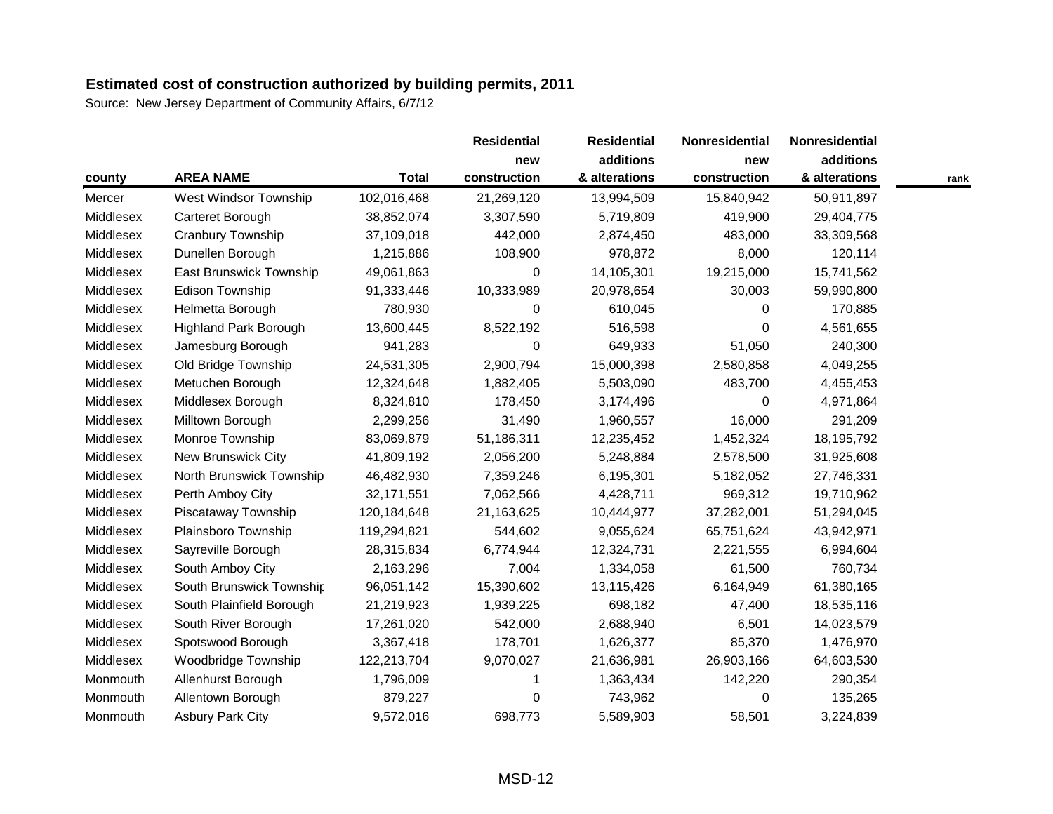**Estimated cost of construction authorized by building permits, 2011**

Source: New Jersey Department of Community Affairs, 6/7/12

| county | AREA NAME | Total | Residential new construction | Residential additions & alterations | Nonresidential new construction | Nonresidential additions & alterations | rank |
|---|---|---|---|---|---|---|---|
| Mercer | West Windsor Township | 102,016,468 | 21,269,120 | 13,994,509 | 15,840,942 | 50,911,897 | |
| Middlesex | Carteret Borough | 38,852,074 | 3,307,590 | 5,719,809 | 419,900 | 29,404,775 | |
| Middlesex | Cranbury Township | 37,109,018 | 442,000 | 2,874,450 | 483,000 | 33,309,568 | |
| Middlesex | Dunellen Borough | 1,215,886 | 108,900 | 978,872 | 8,000 | 120,114 | |
| Middlesex | East Brunswick Township | 49,061,863 | 0 | 14,105,301 | 19,215,000 | 15,741,562 | |
| Middlesex | Edison Township | 91,333,446 | 10,333,989 | 20,978,654 | 30,003 | 59,990,800 | |
| Middlesex | Helmetta Borough | 780,930 | 0 | 610,045 | 0 | 170,885 | |
| Middlesex | Highland Park Borough | 13,600,445 | 8,522,192 | 516,598 | 0 | 4,561,655 | |
| Middlesex | Jamesburg Borough | 941,283 | 0 | 649,933 | 51,050 | 240,300 | |
| Middlesex | Old Bridge Township | 24,531,305 | 2,900,794 | 15,000,398 | 2,580,858 | 4,049,255 | |
| Middlesex | Metuchen Borough | 12,324,648 | 1,882,405 | 5,503,090 | 483,700 | 4,455,453 | |
| Middlesex | Middlesex Borough | 8,324,810 | 178,450 | 3,174,496 | 0 | 4,971,864 | |
| Middlesex | Milltown Borough | 2,299,256 | 31,490 | 1,960,557 | 16,000 | 291,209 | |
| Middlesex | Monroe Township | 83,069,879 | 51,186,311 | 12,235,452 | 1,452,324 | 18,195,792 | |
| Middlesex | New Brunswick City | 41,809,192 | 2,056,200 | 5,248,884 | 2,578,500 | 31,925,608 | |
| Middlesex | North Brunswick Township | 46,482,930 | 7,359,246 | 6,195,301 | 5,182,052 | 27,746,331 | |
| Middlesex | Perth Amboy City | 32,171,551 | 7,062,566 | 4,428,711 | 969,312 | 19,710,962 | |
| Middlesex | Piscataway Township | 120,184,648 | 21,163,625 | 10,444,977 | 37,282,001 | 51,294,045 | |
| Middlesex | Plainsboro Township | 119,294,821 | 544,602 | 9,055,624 | 65,751,624 | 43,942,971 | |
| Middlesex | Sayreville Borough | 28,315,834 | 6,774,944 | 12,324,731 | 2,221,555 | 6,994,604 | |
| Middlesex | South Amboy City | 2,163,296 | 7,004 | 1,334,058 | 61,500 | 760,734 | |
| Middlesex | South Brunswick Township | 96,051,142 | 15,390,602 | 13,115,426 | 6,164,949 | 61,380,165 | |
| Middlesex | South Plainfield Borough | 21,219,923 | 1,939,225 | 698,182 | 47,400 | 18,535,116 | |
| Middlesex | South River Borough | 17,261,020 | 542,000 | 2,688,940 | 6,501 | 14,023,579 | |
| Middlesex | Spotswood Borough | 3,367,418 | 178,701 | 1,626,377 | 85,370 | 1,476,970 | |
| Middlesex | Woodbridge Township | 122,213,704 | 9,070,027 | 21,636,981 | 26,903,166 | 64,603,530 | |
| Monmouth | Allenhurst Borough | 1,796,009 | 1 | 1,363,434 | 142,220 | 290,354 | |
| Monmouth | Allentown Borough | 879,227 | 0 | 743,962 | 0 | 135,265 | |
| Monmouth | Asbury Park City | 9,572,016 | 698,773 | 5,589,903 | 58,501 | 3,224,839 | |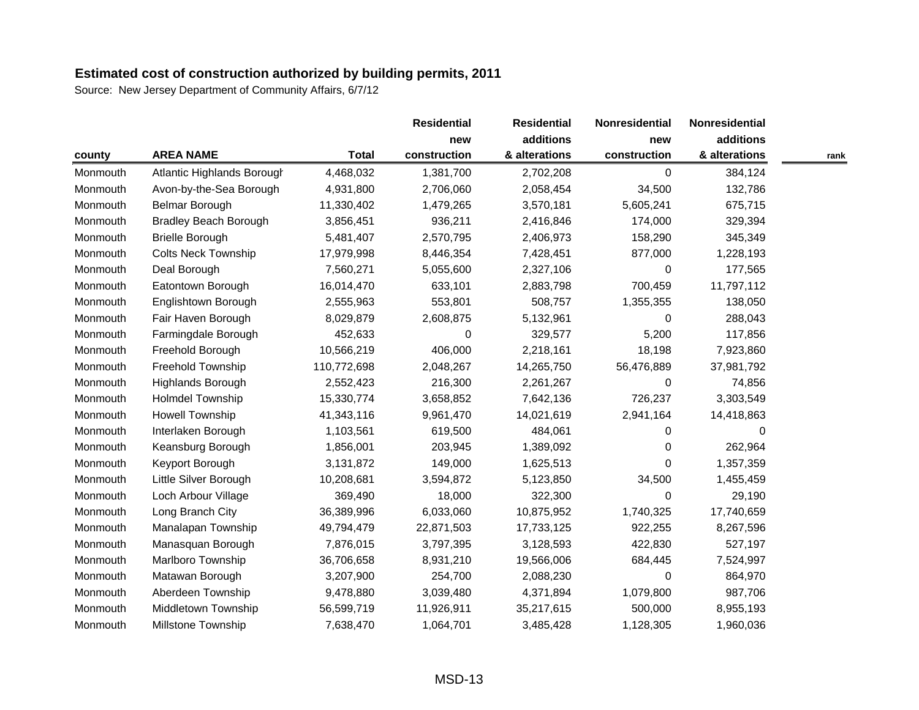**Estimated cost of construction authorized by building permits, 2011**

Source: New Jersey Department of Community Affairs, 6/7/12

| county | AREA NAME | Total | Residential new construction | Residential additions & alterations | Nonresidential new construction | Nonresidential additions & alterations | rank |
|---|---|---|---|---|---|---|---|
| Monmouth | Atlantic Highlands Borough | 4,468,032 | 1,381,700 | 2,702,208 | 0 | 384,124 | |
| Monmouth | Avon-by-the-Sea Borough | 4,931,800 | 2,706,060 | 2,058,454 | 34,500 | 132,786 | |
| Monmouth | Belmar Borough | 11,330,402 | 1,479,265 | 3,570,181 | 5,605,241 | 675,715 | |
| Monmouth | Bradley Beach Borough | 3,856,451 | 936,211 | 2,416,846 | 174,000 | 329,394 | |
| Monmouth | Brielle Borough | 5,481,407 | 2,570,795 | 2,406,973 | 158,290 | 345,349 | |
| Monmouth | Colts Neck Township | 17,979,998 | 8,446,354 | 7,428,451 | 877,000 | 1,228,193 | |
| Monmouth | Deal Borough | 7,560,271 | 5,055,600 | 2,327,106 | 0 | 177,565 | |
| Monmouth | Eatontown Borough | 16,014,470 | 633,101 | 2,883,798 | 700,459 | 11,797,112 | |
| Monmouth | Englishtown Borough | 2,555,963 | 553,801 | 508,757 | 1,355,355 | 138,050 | |
| Monmouth | Fair Haven Borough | 8,029,879 | 2,608,875 | 5,132,961 | 0 | 288,043 | |
| Monmouth | Farmingdale Borough | 452,633 | 0 | 329,577 | 5,200 | 117,856 | |
| Monmouth | Freehold Borough | 10,566,219 | 406,000 | 2,218,161 | 18,198 | 7,923,860 | |
| Monmouth | Freehold Township | 110,772,698 | 2,048,267 | 14,265,750 | 56,476,889 | 37,981,792 | |
| Monmouth | Highlands Borough | 2,552,423 | 216,300 | 2,261,267 | 0 | 74,856 | |
| Monmouth | Holmdel Township | 15,330,774 | 3,658,852 | 7,642,136 | 726,237 | 3,303,549 | |
| Monmouth | Howell Township | 41,343,116 | 9,961,470 | 14,021,619 | 2,941,164 | 14,418,863 | |
| Monmouth | Interlaken Borough | 1,103,561 | 619,500 | 484,061 | 0 | 0 | |
| Monmouth | Keansburg Borough | 1,856,001 | 203,945 | 1,389,092 | 0 | 262,964 | |
| Monmouth | Keyport Borough | 3,131,872 | 149,000 | 1,625,513 | 0 | 1,357,359 | |
| Monmouth | Little Silver Borough | 10,208,681 | 3,594,872 | 5,123,850 | 34,500 | 1,455,459 | |
| Monmouth | Loch Arbour Village | 369,490 | 18,000 | 322,300 | 0 | 29,190 | |
| Monmouth | Long Branch City | 36,389,996 | 6,033,060 | 10,875,952 | 1,740,325 | 17,740,659 | |
| Monmouth | Manalapan Township | 49,794,479 | 22,871,503 | 17,733,125 | 922,255 | 8,267,596 | |
| Monmouth | Manasquan Borough | 7,876,015 | 3,797,395 | 3,128,593 | 422,830 | 527,197 | |
| Monmouth | Marlboro Township | 36,706,658 | 8,931,210 | 19,566,006 | 684,445 | 7,524,997 | |
| Monmouth | Matawan Borough | 3,207,900 | 254,700 | 2,088,230 | 0 | 864,970 | |
| Monmouth | Aberdeen Township | 9,478,880 | 3,039,480 | 4,371,894 | 1,079,800 | 987,706 | |
| Monmouth | Middletown Township | 56,599,719 | 11,926,911 | 35,217,615 | 500,000 | 8,955,193 | |
| Monmouth | Millstone Township | 7,638,470 | 1,064,701 | 3,485,428 | 1,128,305 | 1,960,036 | |

MSD-13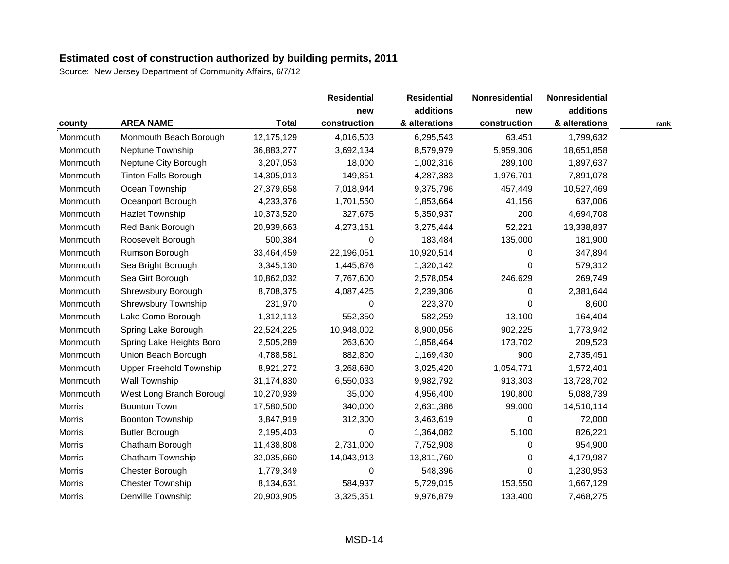**Estimated cost of construction authorized by building permits, 2011**

Source: New Jersey Department of Community Affairs, 6/7/12

| county | AREA NAME | Total | Residential new construction | Residential additions & alterations | Nonresidential new construction | Nonresidential additions & alterations | rank |
|---|---|---|---|---|---|---|---|
| Monmouth | Monmouth Beach Borough | 12,175,129 | 4,016,503 | 6,295,543 | 63,451 | 1,799,632 | |
| Monmouth | Neptune Township | 36,883,277 | 3,692,134 | 8,579,979 | 5,959,306 | 18,651,858 | |
| Monmouth | Neptune City Borough | 3,207,053 | 18,000 | 1,002,316 | 289,100 | 1,897,637 | |
| Monmouth | Tinton Falls Borough | 14,305,013 | 149,851 | 4,287,383 | 1,976,701 | 7,891,078 | |
| Monmouth | Ocean Township | 27,379,658 | 7,018,944 | 9,375,796 | 457,449 | 10,527,469 | |
| Monmouth | Oceanport Borough | 4,233,376 | 1,701,550 | 1,853,664 | 41,156 | 637,006 | |
| Monmouth | Hazlet Township | 10,373,520 | 327,675 | 5,350,937 | 200 | 4,694,708 | |
| Monmouth | Red Bank Borough | 20,939,663 | 4,273,161 | 3,275,444 | 52,221 | 13,338,837 | |
| Monmouth | Roosevelt Borough | 500,384 | 0 | 183,484 | 135,000 | 181,900 | |
| Monmouth | Rumson Borough | 33,464,459 | 22,196,051 | 10,920,514 | 0 | 347,894 | |
| Monmouth | Sea Bright Borough | 3,345,130 | 1,445,676 | 1,320,142 | 0 | 579,312 | |
| Monmouth | Sea Girt Borough | 10,862,032 | 7,767,600 | 2,578,054 | 246,629 | 269,749 | |
| Monmouth | Shrewsbury Borough | 8,708,375 | 4,087,425 | 2,239,306 | 0 | 2,381,644 | |
| Monmouth | Shrewsbury Township | 231,970 | 0 | 223,370 | 0 | 8,600 | |
| Monmouth | Lake Como Borough | 1,312,113 | 552,350 | 582,259 | 13,100 | 164,404 | |
| Monmouth | Spring Lake Borough | 22,524,225 | 10,948,002 | 8,900,056 | 902,225 | 1,773,942 | |
| Monmouth | Spring Lake Heights Boro | 2,505,289 | 263,600 | 1,858,464 | 173,702 | 209,523 | |
| Monmouth | Union Beach Borough | 4,788,581 | 882,800 | 1,169,430 | 900 | 2,735,451 | |
| Monmouth | Upper Freehold Township | 8,921,272 | 3,268,680 | 3,025,420 | 1,054,771 | 1,572,401 | |
| Monmouth | Wall Township | 31,174,830 | 6,550,033 | 9,982,792 | 913,303 | 13,728,702 | |
| Monmouth | West Long Branch Boroug | 10,270,939 | 35,000 | 4,956,400 | 190,800 | 5,088,739 | |
| Morris | Boonton Town | 17,580,500 | 340,000 | 2,631,386 | 99,000 | 14,510,114 | |
| Morris | Boonton Township | 3,847,919 | 312,300 | 3,463,619 | 0 | 72,000 | |
| Morris | Butler Borough | 2,195,403 | 0 | 1,364,082 | 5,100 | 826,221 | |
| Morris | Chatham Borough | 11,438,808 | 2,731,000 | 7,752,908 | 0 | 954,900 | |
| Morris | Chatham Township | 32,035,660 | 14,043,913 | 13,811,760 | 0 | 4,179,987 | |
| Morris | Chester Borough | 1,779,349 | 0 | 548,396 | 0 | 1,230,953 | |
| Morris | Chester Township | 8,134,631 | 584,937 | 5,729,015 | 153,550 | 1,667,129 | |
| Morris | Denville Township | 20,903,905 | 3,325,351 | 9,976,879 | 133,400 | 7,468,275 | |

MSD-14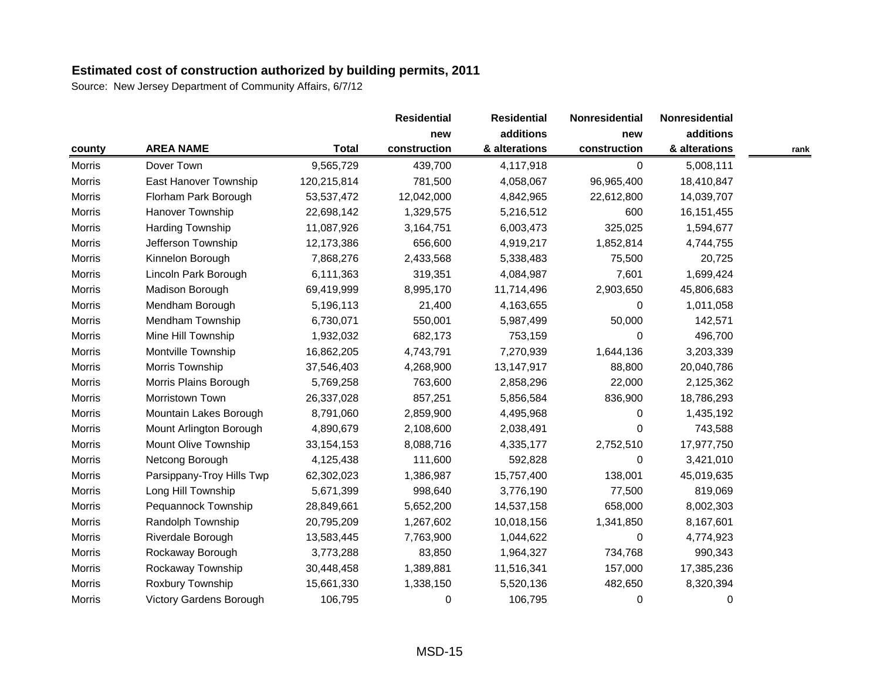**Estimated cost of construction authorized by building permits, 2011**

Source: New Jersey Department of Community Affairs, 6/7/12

| county | AREA NAME | Total | Residential new construction | Residential additions & alterations | Nonresidential new construction | Nonresidential additions & alterations | rank |
|---|---|---|---|---|---|---|---|
| Morris | Dover Town | 9,565,729 | 439,700 | 4,117,918 | 0 | 5,008,111 | |
| Morris | East Hanover Township | 120,215,814 | 781,500 | 4,058,067 | 96,965,400 | 18,410,847 | |
| Morris | Florham Park Borough | 53,537,472 | 12,042,000 | 4,842,965 | 22,612,800 | 14,039,707 | |
| Morris | Hanover Township | 22,698,142 | 1,329,575 | 5,216,512 | 600 | 16,151,455 | |
| Morris | Harding Township | 11,087,926 | 3,164,751 | 6,003,473 | 325,025 | 1,594,677 | |
| Morris | Jefferson Township | 12,173,386 | 656,600 | 4,919,217 | 1,852,814 | 4,744,755 | |
| Morris | Kinnelon Borough | 7,868,276 | 2,433,568 | 5,338,483 | 75,500 | 20,725 | |
| Morris | Lincoln Park Borough | 6,111,363 | 319,351 | 4,084,987 | 7,601 | 1,699,424 | |
| Morris | Madison Borough | 69,419,999 | 8,995,170 | 11,714,496 | 2,903,650 | 45,806,683 | |
| Morris | Mendham Borough | 5,196,113 | 21,400 | 4,163,655 | 0 | 1,011,058 | |
| Morris | Mendham Township | 6,730,071 | 550,001 | 5,987,499 | 50,000 | 142,571 | |
| Morris | Mine Hill Township | 1,932,032 | 682,173 | 753,159 | 0 | 496,700 | |
| Morris | Montville Township | 16,862,205 | 4,743,791 | 7,270,939 | 1,644,136 | 3,203,339 | |
| Morris | Morris Township | 37,546,403 | 4,268,900 | 13,147,917 | 88,800 | 20,040,786 | |
| Morris | Morris Plains Borough | 5,769,258 | 763,600 | 2,858,296 | 22,000 | 2,125,362 | |
| Morris | Morristown Town | 26,337,028 | 857,251 | 5,856,584 | 836,900 | 18,786,293 | |
| Morris | Mountain Lakes Borough | 8,791,060 | 2,859,900 | 4,495,968 | 0 | 1,435,192 | |
| Morris | Mount Arlington Borough | 4,890,679 | 2,108,600 | 2,038,491 | 0 | 743,588 | |
| Morris | Mount Olive Township | 33,154,153 | 8,088,716 | 4,335,177 | 2,752,510 | 17,977,750 | |
| Morris | Netcong Borough | 4,125,438 | 111,600 | 592,828 | 0 | 3,421,010 | |
| Morris | Parsippany-Troy Hills Twp | 62,302,023 | 1,386,987 | 15,757,400 | 138,001 | 45,019,635 | |
| Morris | Long Hill Township | 5,671,399 | 998,640 | 3,776,190 | 77,500 | 819,069 | |
| Morris | Pequannock Township | 28,849,661 | 5,652,200 | 14,537,158 | 658,000 | 8,002,303 | |
| Morris | Randolph Township | 20,795,209 | 1,267,602 | 10,018,156 | 1,341,850 | 8,167,601 | |
| Morris | Riverdale Borough | 13,583,445 | 7,763,900 | 1,044,622 | 0 | 4,774,923 | |
| Morris | Rockaway Borough | 3,773,288 | 83,850 | 1,964,327 | 734,768 | 990,343 | |
| Morris | Rockaway Township | 30,448,458 | 1,389,881 | 11,516,341 | 157,000 | 17,385,236 | |
| Morris | Roxbury Township | 15,661,330 | 1,338,150 | 5,520,136 | 482,650 | 8,320,394 | |
| Morris | Victory Gardens Borough | 106,795 | 0 | 106,795 | 0 | 0 | |

MSD-15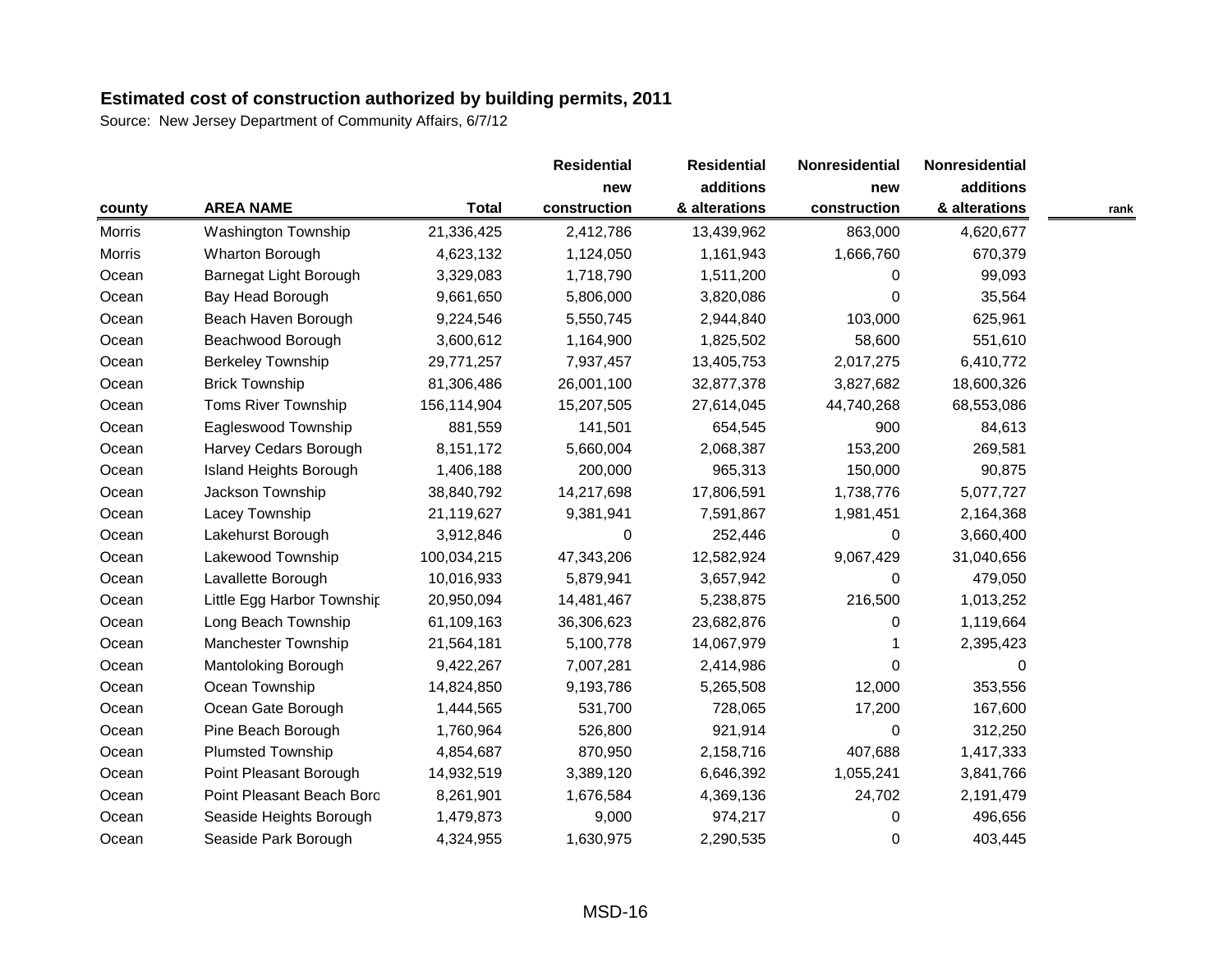**Estimated cost of construction authorized by building permits, 2011**

Source: New Jersey Department of Community Affairs, 6/7/12

| county | AREA NAME | Total | Residential new construction | Residential additions & alterations | Nonresidential new construction | Nonresidential additions & alterations | rank |
|---|---|---|---|---|---|---|---|
| Morris | Washington Township | 21,336,425 | 2,412,786 | 13,439,962 | 863,000 | 4,620,677 | |
| Morris | Wharton Borough | 4,623,132 | 1,124,050 | 1,161,943 | 1,666,760 | 670,379 | |
| Ocean | Barnegat Light Borough | 3,329,083 | 1,718,790 | 1,511,200 | 0 | 99,093 | |
| Ocean | Bay Head Borough | 9,661,650 | 5,806,000 | 3,820,086 | 0 | 35,564 | |
| Ocean | Beach Haven Borough | 9,224,546 | 5,550,745 | 2,944,840 | 103,000 | 625,961 | |
| Ocean | Beachwood Borough | 3,600,612 | 1,164,900 | 1,825,502 | 58,600 | 551,610 | |
| Ocean | Berkeley Township | 29,771,257 | 7,937,457 | 13,405,753 | 2,017,275 | 6,410,772 | |
| Ocean | Brick Township | 81,306,486 | 26,001,100 | 32,877,378 | 3,827,682 | 18,600,326 | |
| Ocean | Toms River Township | 156,114,904 | 15,207,505 | 27,614,045 | 44,740,268 | 68,553,086 | |
| Ocean | Eagleswood Township | 881,559 | 141,501 | 654,545 | 900 | 84,613 | |
| Ocean | Harvey Cedars Borough | 8,151,172 | 5,660,004 | 2,068,387 | 153,200 | 269,581 | |
| Ocean | Island Heights Borough | 1,406,188 | 200,000 | 965,313 | 150,000 | 90,875 | |
| Ocean | Jackson Township | 38,840,792 | 14,217,698 | 17,806,591 | 1,738,776 | 5,077,727 | |
| Ocean | Lacey Township | 21,119,627 | 9,381,941 | 7,591,867 | 1,981,451 | 2,164,368 | |
| Ocean | Lakehurst Borough | 3,912,846 | 0 | 252,446 | 0 | 3,660,400 | |
| Ocean | Lakewood Township | 100,034,215 | 47,343,206 | 12,582,924 | 9,067,429 | 31,040,656 | |
| Ocean | Lavallette Borough | 10,016,933 | 5,879,941 | 3,657,942 | 0 | 479,050 | |
| Ocean | Little Egg Harbor Township | 20,950,094 | 14,481,467 | 5,238,875 | 216,500 | 1,013,252 | |
| Ocean | Long Beach Township | 61,109,163 | 36,306,623 | 23,682,876 | 0 | 1,119,664 | |
| Ocean | Manchester Township | 21,564,181 | 5,100,778 | 14,067,979 | 1 | 2,395,423 | |
| Ocean | Mantoloking Borough | 9,422,267 | 7,007,281 | 2,414,986 | 0 | 0 | |
| Ocean | Ocean Township | 14,824,850 | 9,193,786 | 5,265,508 | 12,000 | 353,556 | |
| Ocean | Ocean Gate Borough | 1,444,565 | 531,700 | 728,065 | 17,200 | 167,600 | |
| Ocean | Pine Beach Borough | 1,760,964 | 526,800 | 921,914 | 0 | 312,250 | |
| Ocean | Plumsted Township | 4,854,687 | 870,950 | 2,158,716 | 407,688 | 1,417,333 | |
| Ocean | Point Pleasant Borough | 14,932,519 | 3,389,120 | 6,646,392 | 1,055,241 | 3,841,766 | |
| Ocean | Point Pleasant Beach Boro | 8,261,901 | 1,676,584 | 4,369,136 | 24,702 | 2,191,479 | |
| Ocean | Seaside Heights Borough | 1,479,873 | 9,000 | 974,217 | 0 | 496,656 | |
| Ocean | Seaside Park Borough | 4,324,955 | 1,630,975 | 2,290,535 | 0 | 403,445 | |

MSD-16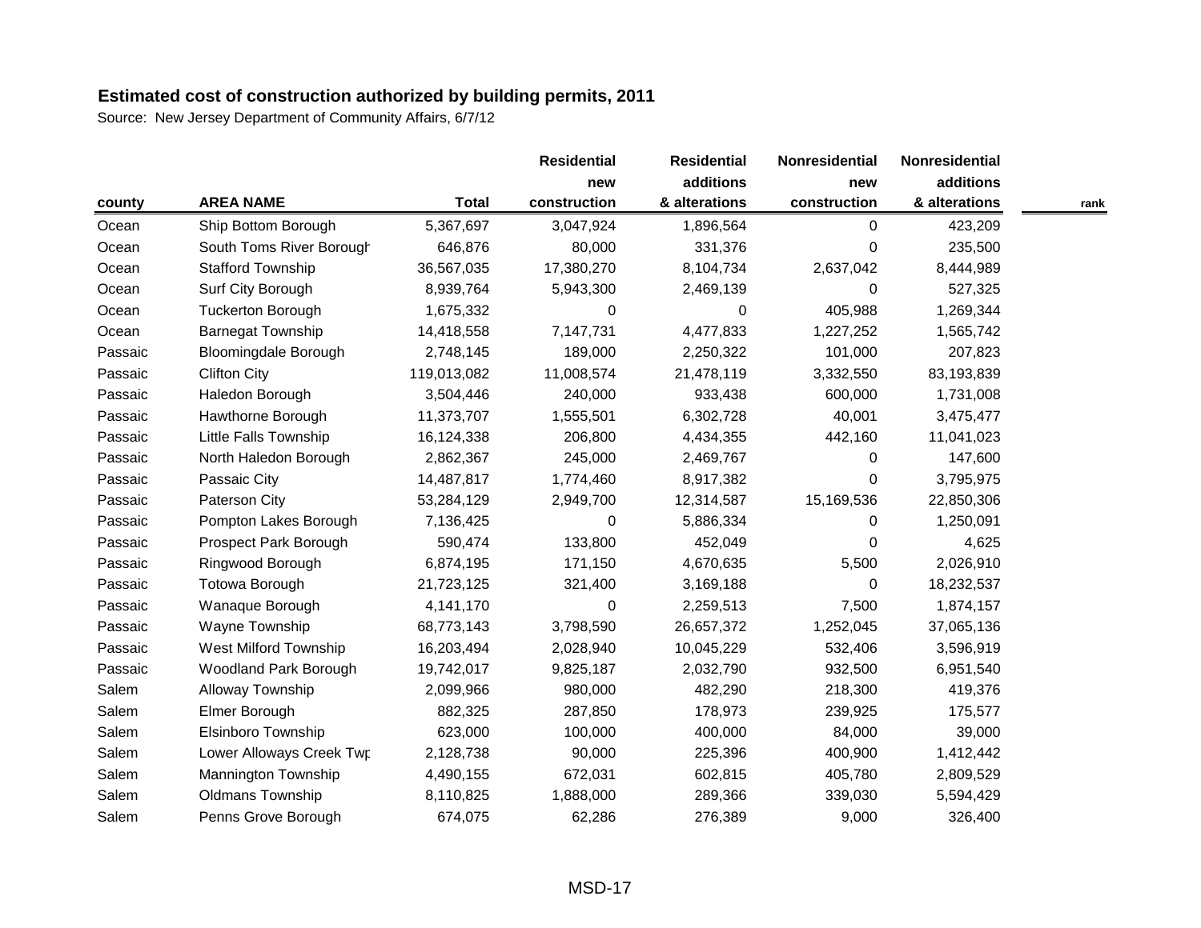**Estimated cost of construction authorized by building permits, 2011**

Source: New Jersey Department of Community Affairs, 6/7/12

| county | AREA NAME | Total | Residential new construction | Residential additions & alterations | Nonresidential new construction | Nonresidential additions & alterations | rank |
|---|---|---|---|---|---|---|---|
| Ocean | Ship Bottom Borough | 5,367,697 | 3,047,924 | 1,896,564 | 0 | 423,209 | |
| Ocean | South Toms River Borough | 646,876 | 80,000 | 331,376 | 0 | 235,500 | |
| Ocean | Stafford Township | 36,567,035 | 17,380,270 | 8,104,734 | 2,637,042 | 8,444,989 | |
| Ocean | Surf City Borough | 8,939,764 | 5,943,300 | 2,469,139 | 0 | 527,325 | |
| Ocean | Tuckerton Borough | 1,675,332 | 0 | 0 | 405,988 | 1,269,344 | |
| Ocean | Barnegat Township | 14,418,558 | 7,147,731 | 4,477,833 | 1,227,252 | 1,565,742 | |
| Passaic | Bloomingdale Borough | 2,748,145 | 189,000 | 2,250,322 | 101,000 | 207,823 | |
| Passaic | Clifton City | 119,013,082 | 11,008,574 | 21,478,119 | 3,332,550 | 83,193,839 | |
| Passaic | Haledon Borough | 3,504,446 | 240,000 | 933,438 | 600,000 | 1,731,008 | |
| Passaic | Hawthorne Borough | 11,373,707 | 1,555,501 | 6,302,728 | 40,001 | 3,475,477 | |
| Passaic | Little Falls Township | 16,124,338 | 206,800 | 4,434,355 | 442,160 | 11,041,023 | |
| Passaic | North Haledon Borough | 2,862,367 | 245,000 | 2,469,767 | 0 | 147,600 | |
| Passaic | Passaic City | 14,487,817 | 1,774,460 | 8,917,382 | 0 | 3,795,975 | |
| Passaic | Paterson City | 53,284,129 | 2,949,700 | 12,314,587 | 15,169,536 | 22,850,306 | |
| Passaic | Pompton Lakes Borough | 7,136,425 | 0 | 5,886,334 | 0 | 1,250,091 | |
| Passaic | Prospect Park Borough | 590,474 | 133,800 | 452,049 | 0 | 4,625 | |
| Passaic | Ringwood Borough | 6,874,195 | 171,150 | 4,670,635 | 5,500 | 2,026,910 | |
| Passaic | Totowa Borough | 21,723,125 | 321,400 | 3,169,188 | 0 | 18,232,537 | |
| Passaic | Wanaque Borough | 4,141,170 | 0 | 2,259,513 | 7,500 | 1,874,157 | |
| Passaic | Wayne Township | 68,773,143 | 3,798,590 | 26,657,372 | 1,252,045 | 37,065,136 | |
| Passaic | West Milford Township | 16,203,494 | 2,028,940 | 10,045,229 | 532,406 | 3,596,919 | |
| Passaic | Woodland Park Borough | 19,742,017 | 9,825,187 | 2,032,790 | 932,500 | 6,951,540 | |
| Salem | Alloway Township | 2,099,966 | 980,000 | 482,290 | 218,300 | 419,376 | |
| Salem | Elmer Borough | 882,325 | 287,850 | 178,973 | 239,925 | 175,577 | |
| Salem | Elsinboro Township | 623,000 | 100,000 | 400,000 | 84,000 | 39,000 | |
| Salem | Lower Alloways Creek Twp | 2,128,738 | 90,000 | 225,396 | 400,900 | 1,412,442 | |
| Salem | Mannington Township | 4,490,155 | 672,031 | 602,815 | 405,780 | 2,809,529 | |
| Salem | Oldmans Township | 8,110,825 | 1,888,000 | 289,366 | 339,030 | 5,594,429 | |
| Salem | Penns Grove Borough | 674,075 | 62,286 | 276,389 | 9,000 | 326,400 | |

MSD-17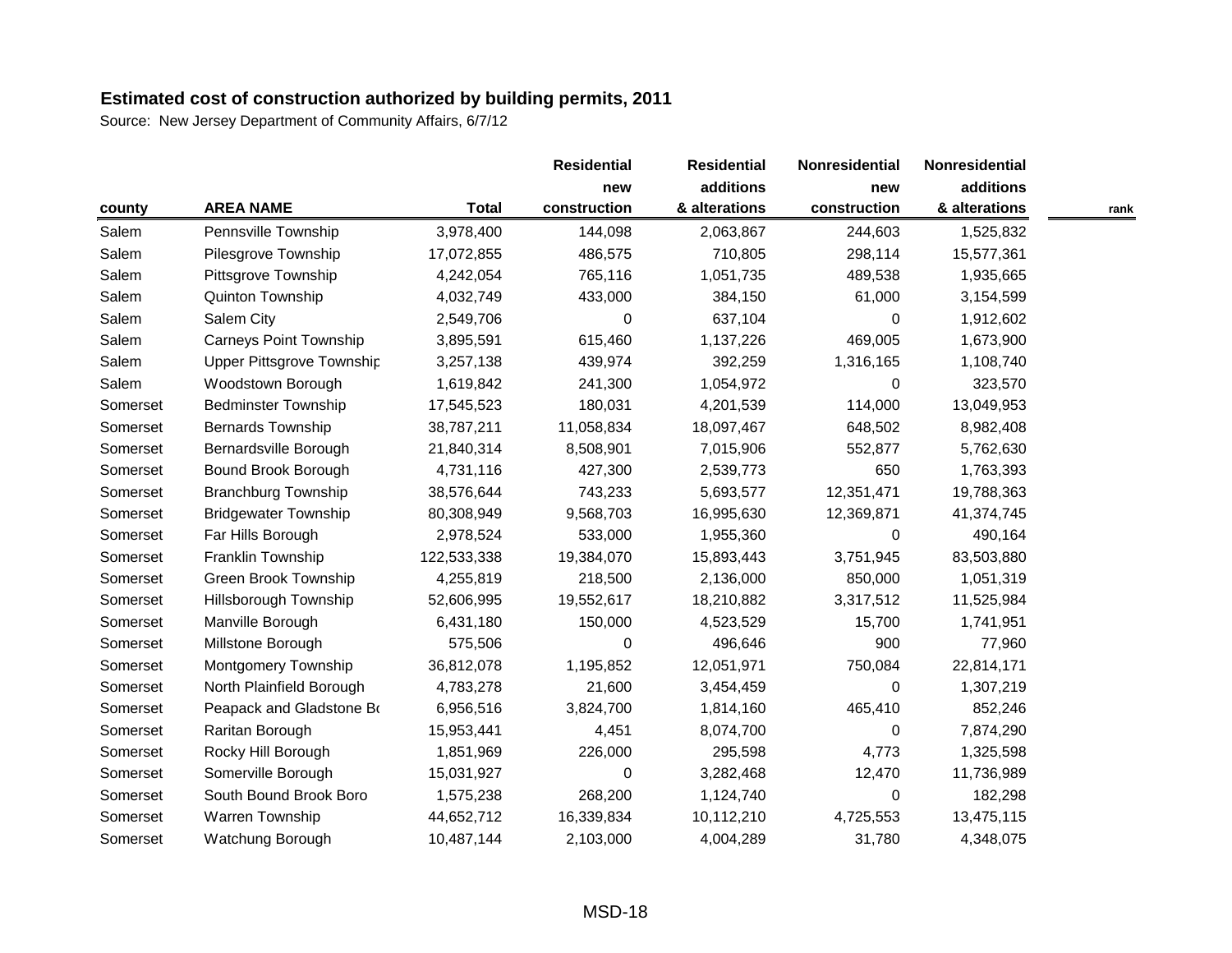**Estimated cost of construction authorized by building permits, 2011**

Source: New Jersey Department of Community Affairs, 6/7/12

| county | AREA NAME | Total | Residential new construction | Residential additions & alterations | Nonresidential new construction | Nonresidential additions & alterations | rank |
|---|---|---|---|---|---|---|---|
| Salem | Pennsville Township | 3,978,400 | 144,098 | 2,063,867 | 244,603 | 1,525,832 | |
| Salem | Pilesgrove Township | 17,072,855 | 486,575 | 710,805 | 298,114 | 15,577,361 | |
| Salem | Pittsgrove Township | 4,242,054 | 765,116 | 1,051,735 | 489,538 | 1,935,665 | |
| Salem | Quinton Township | 4,032,749 | 433,000 | 384,150 | 61,000 | 3,154,599 | |
| Salem | Salem City | 2,549,706 | 0 | 637,104 | 0 | 1,912,602 | |
| Salem | Carneys Point Township | 3,895,591 | 615,460 | 1,137,226 | 469,005 | 1,673,900 | |
| Salem | Upper Pittsgrove Township | 3,257,138 | 439,974 | 392,259 | 1,316,165 | 1,108,740 | |
| Salem | Woodstown Borough | 1,619,842 | 241,300 | 1,054,972 | 0 | 323,570 | |
| Somerset | Bedminster Township | 17,545,523 | 180,031 | 4,201,539 | 114,000 | 13,049,953 | |
| Somerset | Bernards Township | 38,787,211 | 11,058,834 | 18,097,467 | 648,502 | 8,982,408 | |
| Somerset | Bernardsville Borough | 21,840,314 | 8,508,901 | 7,015,906 | 552,877 | 5,762,630 | |
| Somerset | Bound Brook Borough | 4,731,116 | 427,300 | 2,539,773 | 650 | 1,763,393 | |
| Somerset | Branchburg Township | 38,576,644 | 743,233 | 5,693,577 | 12,351,471 | 19,788,363 | |
| Somerset | Bridgewater Township | 80,308,949 | 9,568,703 | 16,995,630 | 12,369,871 | 41,374,745 | |
| Somerset | Far Hills Borough | 2,978,524 | 533,000 | 1,955,360 | 0 | 490,164 | |
| Somerset | Franklin Township | 122,533,338 | 19,384,070 | 15,893,443 | 3,751,945 | 83,503,880 | |
| Somerset | Green Brook Township | 4,255,819 | 218,500 | 2,136,000 | 850,000 | 1,051,319 | |
| Somerset | Hillsborough Township | 52,606,995 | 19,552,617 | 18,210,882 | 3,317,512 | 11,525,984 | |
| Somerset | Manville Borough | 6,431,180 | 150,000 | 4,523,529 | 15,700 | 1,741,951 | |
| Somerset | Millstone Borough | 575,506 | 0 | 496,646 | 900 | 77,960 | |
| Somerset | Montgomery Township | 36,812,078 | 1,195,852 | 12,051,971 | 750,084 | 22,814,171 | |
| Somerset | North Plainfield Borough | 4,783,278 | 21,600 | 3,454,459 | 0 | 1,307,219 | |
| Somerset | Peapack and Gladstone Bo | 6,956,516 | 3,824,700 | 1,814,160 | 465,410 | 852,246 | |
| Somerset | Raritan Borough | 15,953,441 | 4,451 | 8,074,700 | 0 | 7,874,290 | |
| Somerset | Rocky Hill Borough | 1,851,969 | 226,000 | 295,598 | 4,773 | 1,325,598 | |
| Somerset | Somerville Borough | 15,031,927 | 0 | 3,282,468 | 12,470 | 11,736,989 | |
| Somerset | South Bound Brook Boro | 1,575,238 | 268,200 | 1,124,740 | 0 | 182,298 | |
| Somerset | Warren Township | 44,652,712 | 16,339,834 | 10,112,210 | 4,725,553 | 13,475,115 | |
| Somerset | Watchung Borough | 10,487,144 | 2,103,000 | 4,004,289 | 31,780 | 4,348,075 | |

MSD-18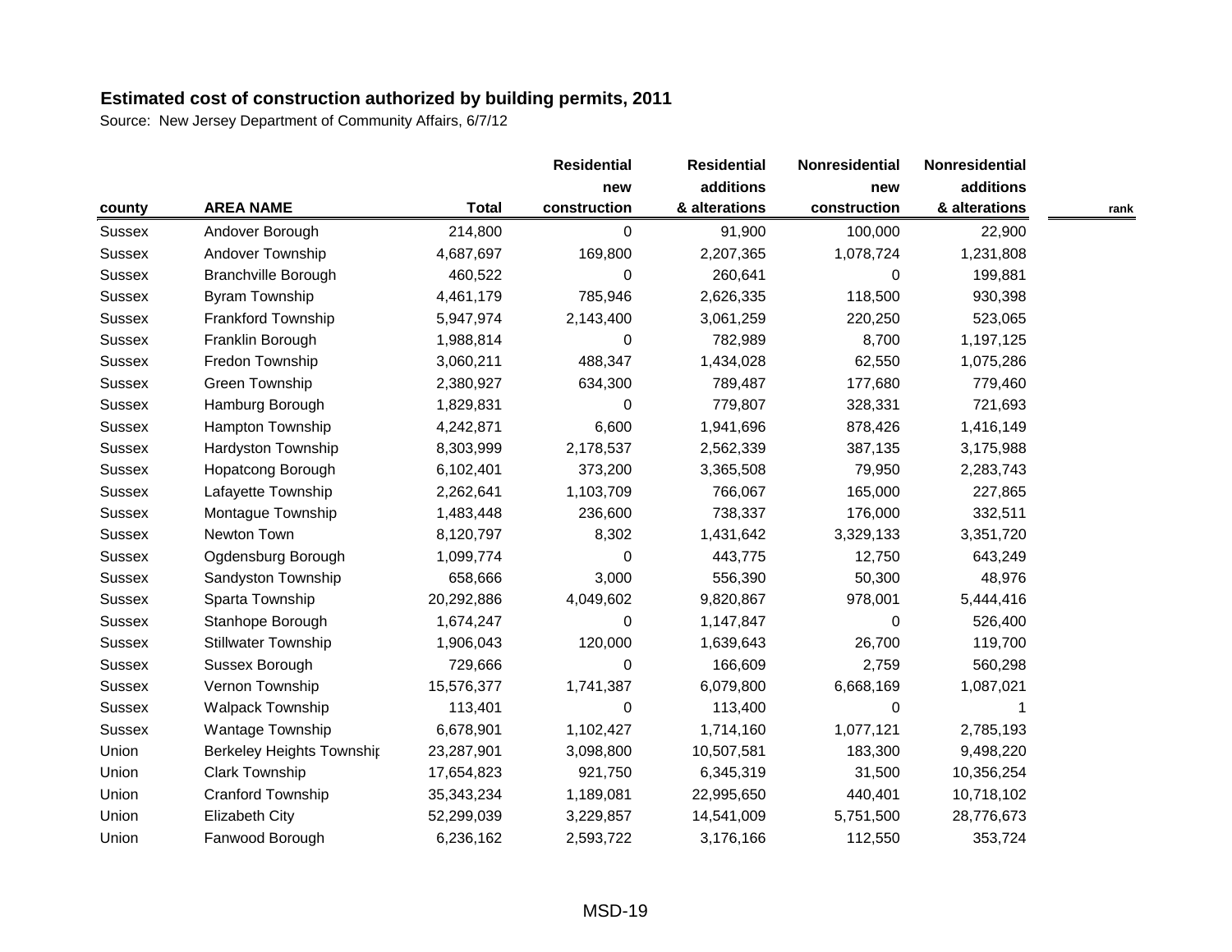# Estimated cost of construction authorized by building permits, 2011

Source: New Jersey Department of Community Affairs, 6/7/12

| county | AREA NAME | Total | Residential new construction | Residential additions & alterations | Nonresidential new construction | Nonresidential additions & alterations | rank |
|---|---|---|---|---|---|---|---|
| Sussex | Andover Borough | 214,800 | 0 | 91,900 | 100,000 | 22,900 | |
| Sussex | Andover Township | 4,687,697 | 169,800 | 2,207,365 | 1,078,724 | 1,231,808 | |
| Sussex | Branchville Borough | 460,522 | 0 | 260,641 | 0 | 199,881 | |
| Sussex | Byram Township | 4,461,179 | 785,946 | 2,626,335 | 118,500 | 930,398 | |
| Sussex | Frankford Township | 5,947,974 | 2,143,400 | 3,061,259 | 220,250 | 523,065 | |
| Sussex | Franklin Borough | 1,988,814 | 0 | 782,989 | 8,700 | 1,197,125 | |
| Sussex | Fredon Township | 3,060,211 | 488,347 | 1,434,028 | 62,550 | 1,075,286 | |
| Sussex | Green Township | 2,380,927 | 634,300 | 789,487 | 177,680 | 779,460 | |
| Sussex | Hamburg Borough | 1,829,831 | 0 | 779,807 | 328,331 | 721,693 | |
| Sussex | Hampton Township | 4,242,871 | 6,600 | 1,941,696 | 878,426 | 1,416,149 | |
| Sussex | Hardyston Township | 8,303,999 | 2,178,537 | 2,562,339 | 387,135 | 3,175,988 | |
| Sussex | Hopatcong Borough | 6,102,401 | 373,200 | 3,365,508 | 79,950 | 2,283,743 | |
| Sussex | Lafayette Township | 2,262,641 | 1,103,709 | 766,067 | 165,000 | 227,865 | |
| Sussex | Montague Township | 1,483,448 | 236,600 | 738,337 | 176,000 | 332,511 | |
| Sussex | Newton Town | 8,120,797 | 8,302 | 1,431,642 | 3,329,133 | 3,351,720 | |
| Sussex | Ogdensburg Borough | 1,099,774 | 0 | 443,775 | 12,750 | 643,249 | |
| Sussex | Sandyston Township | 658,666 | 3,000 | 556,390 | 50,300 | 48,976 | |
| Sussex | Sparta Township | 20,292,886 | 4,049,602 | 9,820,867 | 978,001 | 5,444,416 | |
| Sussex | Stanhope Borough | 1,674,247 | 0 | 1,147,847 | 0 | 526,400 | |
| Sussex | Stillwater Township | 1,906,043 | 120,000 | 1,639,643 | 26,700 | 119,700 | |
| Sussex | Sussex Borough | 729,666 | 0 | 166,609 | 2,759 | 560,298 | |
| Sussex | Vernon Township | 15,576,377 | 1,741,387 | 6,079,800 | 6,668,169 | 1,087,021 | |
| Sussex | Walpack Township | 113,401 | 0 | 113,400 | 0 | 1 | |
| Sussex | Wantage Township | 6,678,901 | 1,102,427 | 1,714,160 | 1,077,121 | 2,785,193 | |
| Union | Berkeley Heights Township | 23,287,901 | 3,098,800 | 10,507,581 | 183,300 | 9,498,220 | |
| Union | Clark Township | 17,654,823 | 921,750 | 6,345,319 | 31,500 | 10,356,254 | |
| Union | Cranford Township | 35,343,234 | 1,189,081 | 22,995,650 | 440,401 | 10,718,102 | |
| Union | Elizabeth City | 52,299,039 | 3,229,857 | 14,541,009 | 5,751,500 | 28,776,673 | |
| Union | Fanwood Borough | 6,236,162 | 2,593,722 | 3,176,166 | 112,550 | 353,724 | |

MSD-19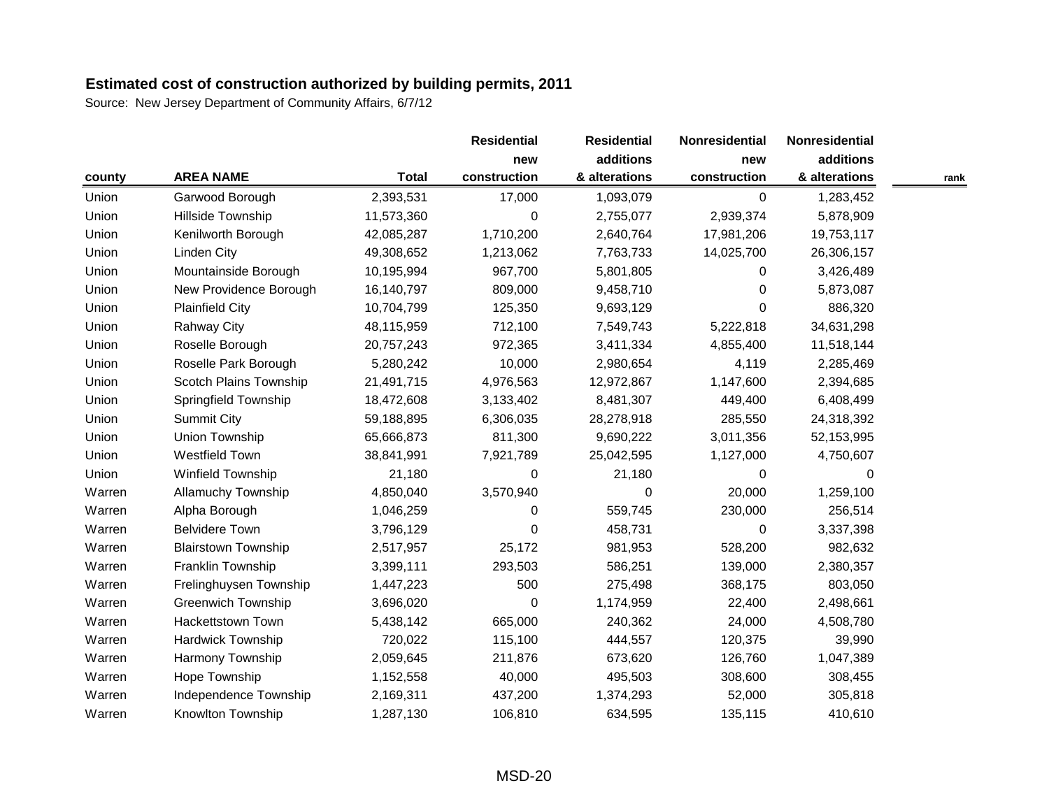**Estimated cost of construction authorized by building permits, 2011**

Source: New Jersey Department of Community Affairs, 6/7/12

| county | AREA NAME | Total | Residential new construction | Residential additions & alterations | Nonresidential new construction | Nonresidential additions & alterations | rank |
|---|---|---|---|---|---|---|---|
| Union | Garwood Borough | 2,393,531 | 17,000 | 1,093,079 | 0 | 1,283,452 | |
| Union | Hillside Township | 11,573,360 | 0 | 2,755,077 | 2,939,374 | 5,878,909 | |
| Union | Kenilworth Borough | 42,085,287 | 1,710,200 | 2,640,764 | 17,981,206 | 19,753,117 | |
| Union | Linden City | 49,308,652 | 1,213,062 | 7,763,733 | 14,025,700 | 26,306,157 | |
| Union | Mountainside Borough | 10,195,994 | 967,700 | 5,801,805 | 0 | 3,426,489 | |
| Union | New Providence Borough | 16,140,797 | 809,000 | 9,458,710 | 0 | 5,873,087 | |
| Union | Plainfield City | 10,704,799 | 125,350 | 9,693,129 | 0 | 886,320 | |
| Union | Rahway City | 48,115,959 | 712,100 | 7,549,743 | 5,222,818 | 34,631,298 | |
| Union | Roselle Borough | 20,757,243 | 972,365 | 3,411,334 | 4,855,400 | 11,518,144 | |
| Union | Roselle Park Borough | 5,280,242 | 10,000 | 2,980,654 | 4,119 | 2,285,469 | |
| Union | Scotch Plains Township | 21,491,715 | 4,976,563 | 12,972,867 | 1,147,600 | 2,394,685 | |
| Union | Springfield Township | 18,472,608 | 3,133,402 | 8,481,307 | 449,400 | 6,408,499 | |
| Union | Summit City | 59,188,895 | 6,306,035 | 28,278,918 | 285,550 | 24,318,392 | |
| Union | Union Township | 65,666,873 | 811,300 | 9,690,222 | 3,011,356 | 52,153,995 | |
| Union | Westfield Town | 38,841,991 | 7,921,789 | 25,042,595 | 1,127,000 | 4,750,607 | |
| Union | Winfield Township | 21,180 | 0 | 21,180 | 0 | 0 | |
| Warren | Allamuchy Township | 4,850,040 | 3,570,940 | 0 | 20,000 | 1,259,100 | |
| Warren | Alpha Borough | 1,046,259 | 0 | 559,745 | 230,000 | 256,514 | |
| Warren | Belvidere Town | 3,796,129 | 0 | 458,731 | 0 | 3,337,398 | |
| Warren | Blairstown Township | 2,517,957 | 25,172 | 981,953 | 528,200 | 982,632 | |
| Warren | Franklin Township | 3,399,111 | 293,503 | 586,251 | 139,000 | 2,380,357 | |
| Warren | Frelinghuysen Township | 1,447,223 | 500 | 275,498 | 368,175 | 803,050 | |
| Warren | Greenwich Township | 3,696,020 | 0 | 1,174,959 | 22,400 | 2,498,661 | |
| Warren | Hackettstown Town | 5,438,142 | 665,000 | 240,362 | 24,000 | 4,508,780 | |
| Warren | Hardwick Township | 720,022 | 115,100 | 444,557 | 120,375 | 39,990 | |
| Warren | Harmony Township | 2,059,645 | 211,876 | 673,620 | 126,760 | 1,047,389 | |
| Warren | Hope Township | 1,152,558 | 40,000 | 495,503 | 308,600 | 308,455 | |
| Warren | Independence Township | 2,169,311 | 437,200 | 1,374,293 | 52,000 | 305,818 | |
| Warren | Knowlton Township | 1,287,130 | 106,810 | 634,595 | 135,115 | 410,610 | |

MSD-20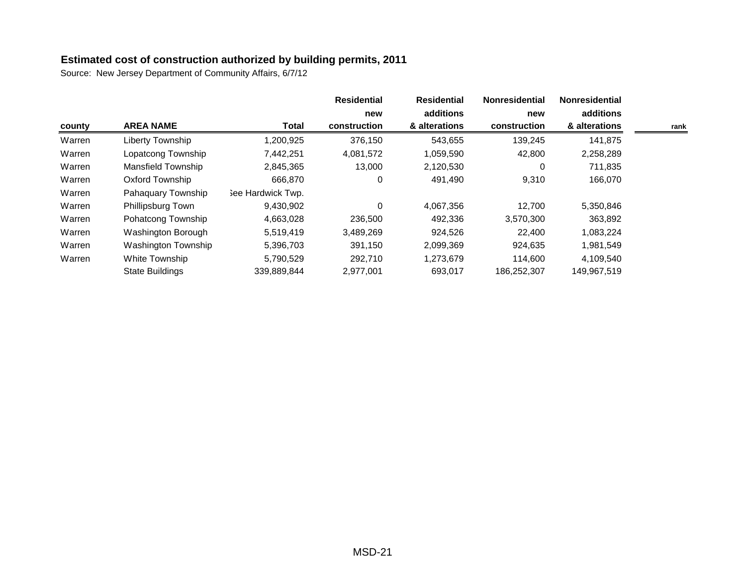**Estimated cost of construction authorized by building permits, 2011**

Source: New Jersey Department of Community Affairs, 6/7/12

| county | AREA NAME | Total | Residential new construction | Residential additions & alterations | Nonresidential new construction | Nonresidential additions & alterations | rank |
|---|---|---|---|---|---|---|---|
| Warren | Liberty Township | 1,200,925 | 376,150 | 543,655 | 139,245 | 141,875 | |
| Warren | Lopatcong Township | 7,442,251 | 4,081,572 | 1,059,590 | 42,800 | 2,258,289 | |
| Warren | Mansfield Township | 2,845,365 | 13,000 | 2,120,530 | 0 | 711,835 | |
| Warren | Oxford Township | 666,870 | 0 | 491,490 | 9,310 | 166,070 | |
| Warren | Pahaquary Township | See Hardwick Twp. | | | | | |
| Warren | Phillipsburg Town | 9,430,902 | 0 | 4,067,356 | 12,700 | 5,350,846 | |
| Warren | Pohatcong Township | 4,663,028 | 236,500 | 492,336 | 3,570,300 | 363,892 | |
| Warren | Washington Borough | 5,519,419 | 3,489,269 | 924,526 | 22,400 | 1,083,224 | |
| Warren | Washington Township | 5,396,703 | 391,150 | 2,099,369 | 924,635 | 1,981,549 | |
| Warren | White Township | 5,790,529 | 292,710 | 1,273,679 | 114,600 | 4,109,540 | |
| | State Buildings | 339,889,844 | 2,977,001 | 693,017 | 186,252,307 | 149,967,519 | |

MSD-21